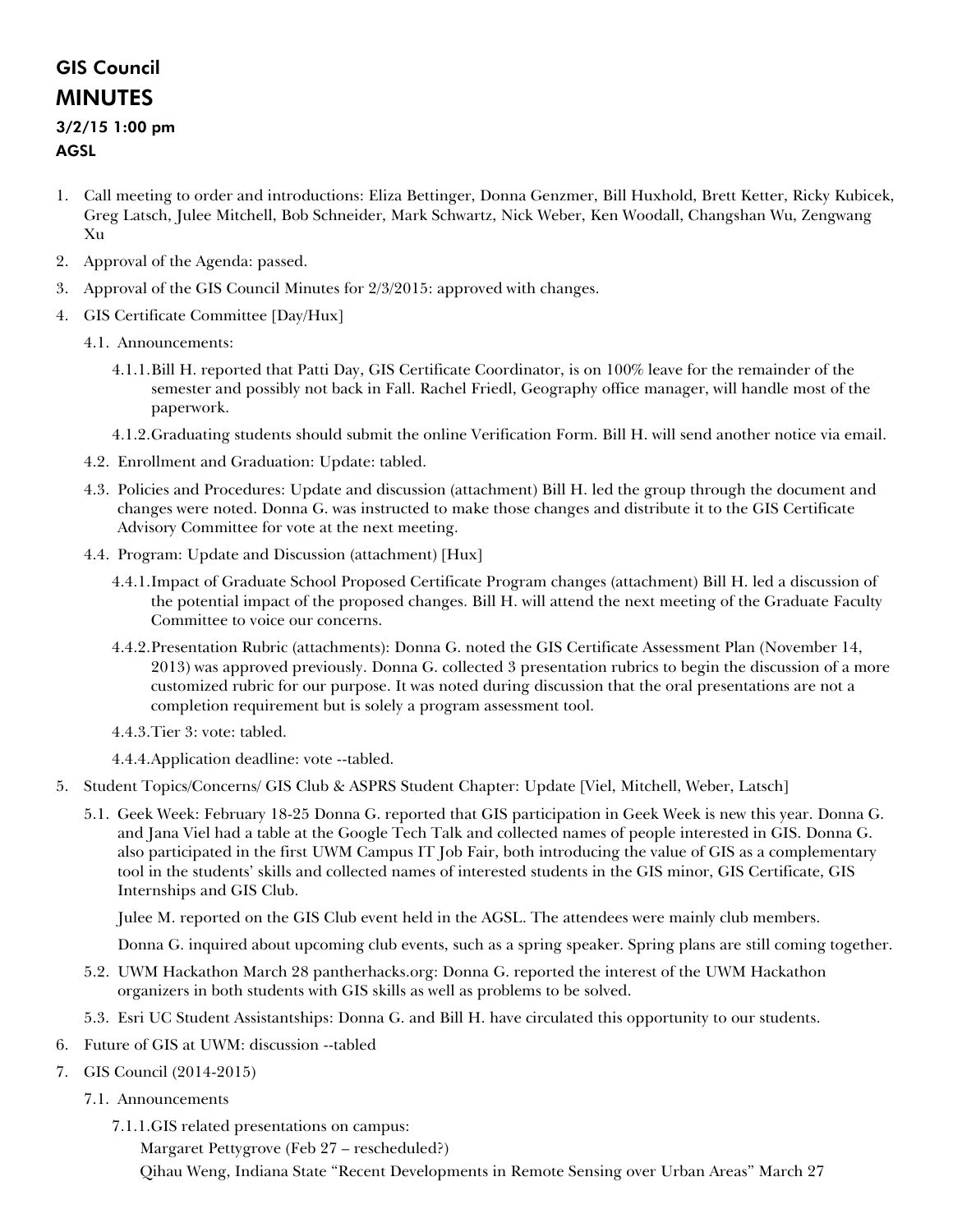# GIS Council

# MINUTES

### 3/2/15 1:00 pm

### AGSL

1. Call meeting to order and introductions: Eliza Bettinger, Donna Genzmer, Bill Huxhold, Brett Ketter, Ricky Kubicek, Greg Latsch, Julee Mitchell, Bob Schneider, Mark Schwartz, Nick Weber, Ken Woodall, Changshan Wu, Zengwang Xu
2. Approval of the Agenda: passed.
3. Approval of the GIS Council Minutes for 2/3/2015: approved with changes.
4. GIS Certificate Committee [Day/Hux]
   - 4.1. Announcements:
     - 4.1.1. Bill H. reported that Patti Day, GIS Certificate Coordinator, is on 100% leave for the remainder of the semester and possibly not back in Fall. Rachel Friedl, Geography office manager, will handle most of the paperwork.
     - 4.1.2. Graduating students should submit the online Verification Form. Bill H. will send another notice via email.
   - 4.2. Enrollment and Graduation: Update: tabled.
   - 4.3. Policies and Procedures: Update and discussion (attachment) Bill H. led the group through the document and changes were noted. Donna G. was instructed to make those changes and distribute it to the GIS Certificate Advisory Committee for vote at the next meeting.
   - 4.4. Program: Update and Discussion (attachment) [Hux]
     - 4.4.1. Impact of Graduate School Proposed Certificate Program changes (attachment) Bill H. led a discussion of the potential impact of the proposed changes. Bill H. will attend the next meeting of the Graduate Faculty Committee to voice our concerns.
     - 4.4.2. Presentation Rubric (attachments): Donna G. noted the GIS Certificate Assessment Plan (November 14, 2013) was approved previously. Donna G. collected 3 presentation rubrics to begin the discussion of a more customized rubric for our purpose. It was noted during discussion that the oral presentations are not a completion requirement but is solely a program assessment tool.
     - 4.4.3. Tier 3: vote: tabled.
     - 4.4.4. Application deadline: vote --tabled.
5. Student Topics/Concerns/ GIS Club & ASPRS Student Chapter: Update [Viel, Mitchell, Weber, Latsch]
   - 5.1. Geek Week: February 18-25 Donna G. reported that GIS participation in Geek Week is new this year. Donna G. and Jana Viel had a table at the Google Tech Talk and collected names of people interested in GIS. Donna G. also participated in the first UWM Campus IT Job Fair, both introducing the value of GIS as a complementary tool in the students' skills and collected names of interested students in the GIS minor, GIS Certificate, GIS Internships and GIS Club.

     Julee M. reported on the GIS Club event held in the AGSL. The attendees were mainly club members.

     Donna G. inquired about upcoming club events, such as a spring speaker. Spring plans are still coming together.
   - 5.2. UWM Hackathon March 28 pantherhacks.org: Donna G. reported the interest of the UWM Hackathon organizers in both students with GIS skills as well as problems to be solved.
   - 5.3. Esri UC Student Assistantships: Donna G. and Bill H. have circulated this opportunity to our students.
6. Future of GIS at UWM: discussion --tabled
7. GIS Council (2014-2015)
   - 7.1. Announcements
     - 7.1.1. GIS related presentations on campus:

       Margaret Pettygrove (Feb 27 – rescheduled?)

       Qihau Weng, Indiana State "Recent Developments in Remote Sensing over Urban Areas" March 27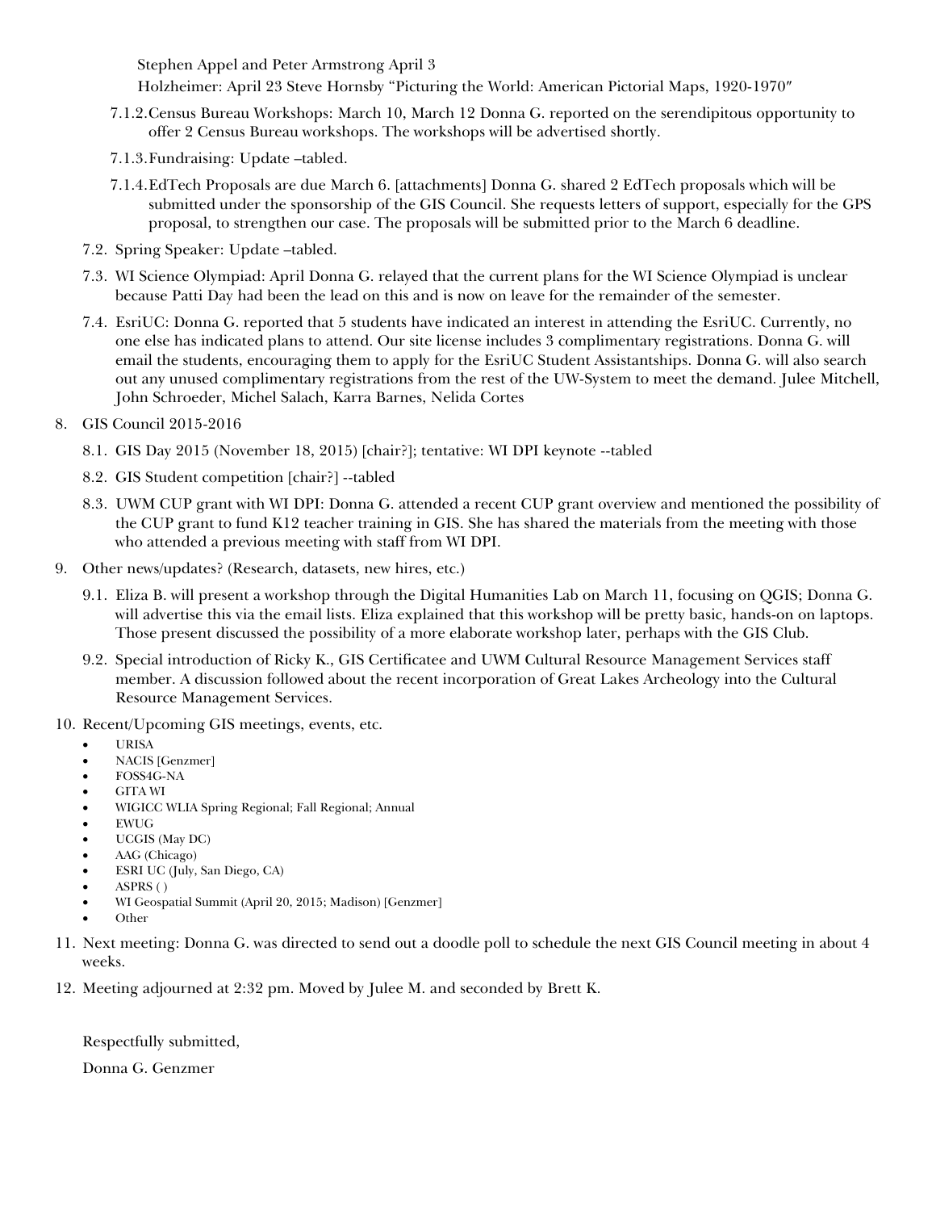Stephen Appel and Peter Armstrong April 3

Holzheimer: April 23 Steve Hornsby "Picturing the World: American Pictorial Maps, 1920-1970"

7.1.2. Census Bureau Workshops: March 10, March 12 Donna G. reported on the serendipitous opportunity to offer 2 Census Bureau workshops. The workshops will be advertised shortly.

7.1.3. Fundraising: Update –tabled.

7.1.4. EdTech Proposals are due March 6. [attachments] Donna G. shared 2 EdTech proposals which will be submitted under the sponsorship of the GIS Council. She requests letters of support, especially for the GPS proposal, to strengthen our case. The proposals will be submitted prior to the March 6 deadline.

7.2. Spring Speaker: Update –tabled.

7.3. WI Science Olympiad: April Donna G. relayed that the current plans for the WI Science Olympiad is unclear because Patti Day had been the lead on this and is now on leave for the remainder of the semester.

7.4. EsriUC: Donna G. reported that 5 students have indicated an interest in attending the EsriUC. Currently, no one else has indicated plans to attend. Our site license includes 3 complimentary registrations. Donna G. will email the students, encouraging them to apply for the EsriUC Student Assistantships. Donna G. will also search out any unused complimentary registrations from the rest of the UW-System to meet the demand. Julee Mitchell, John Schroeder, Michel Salach, Karra Barnes, Nelida Cortes

8. GIS Council 2015-2016

8.1. GIS Day 2015 (November 18, 2015) [chair?]; tentative: WI DPI keynote --tabled

8.2. GIS Student competition [chair?] --tabled

8.3. UWM CUP grant with WI DPI: Donna G. attended a recent CUP grant overview and mentioned the possibility of the CUP grant to fund K12 teacher training in GIS. She has shared the materials from the meeting with those who attended a previous meeting with staff from WI DPI.

9. Other news/updates? (Research, datasets, new hires, etc.)

9.1. Eliza B. will present a workshop through the Digital Humanities Lab on March 11, focusing on QGIS; Donna G. will advertise this via the email lists. Eliza explained that this workshop will be pretty basic, hands-on on laptops. Those present discussed the possibility of a more elaborate workshop later, perhaps with the GIS Club.

9.2. Special introduction of Ricky K., GIS Certificatee and UWM Cultural Resource Management Services staff member. A discussion followed about the recent incorporation of Great Lakes Archeology into the Cultural Resource Management Services.

10. Recent/Upcoming GIS meetings, events, etc.

- URISA
- NACIS [Genzmer]
- FOSS4G-NA
- GITA WI
- WIGICC WLIA Spring Regional; Fall Regional; Annual
- EWUG
- UCGIS (May DC)
- AAG (Chicago)
- ESRI UC (July, San Diego, CA)
- ASPRS ( )
- WI Geospatial Summit (April 20, 2015; Madison) [Genzmer]
- Other

11. Next meeting: Donna G. was directed to send out a doodle poll to schedule the next GIS Council meeting in about 4 weeks.

12. Meeting adjourned at 2:32 pm. Moved by Julee M. and seconded by Brett K.

Respectfully submitted,

Donna G. Genzmer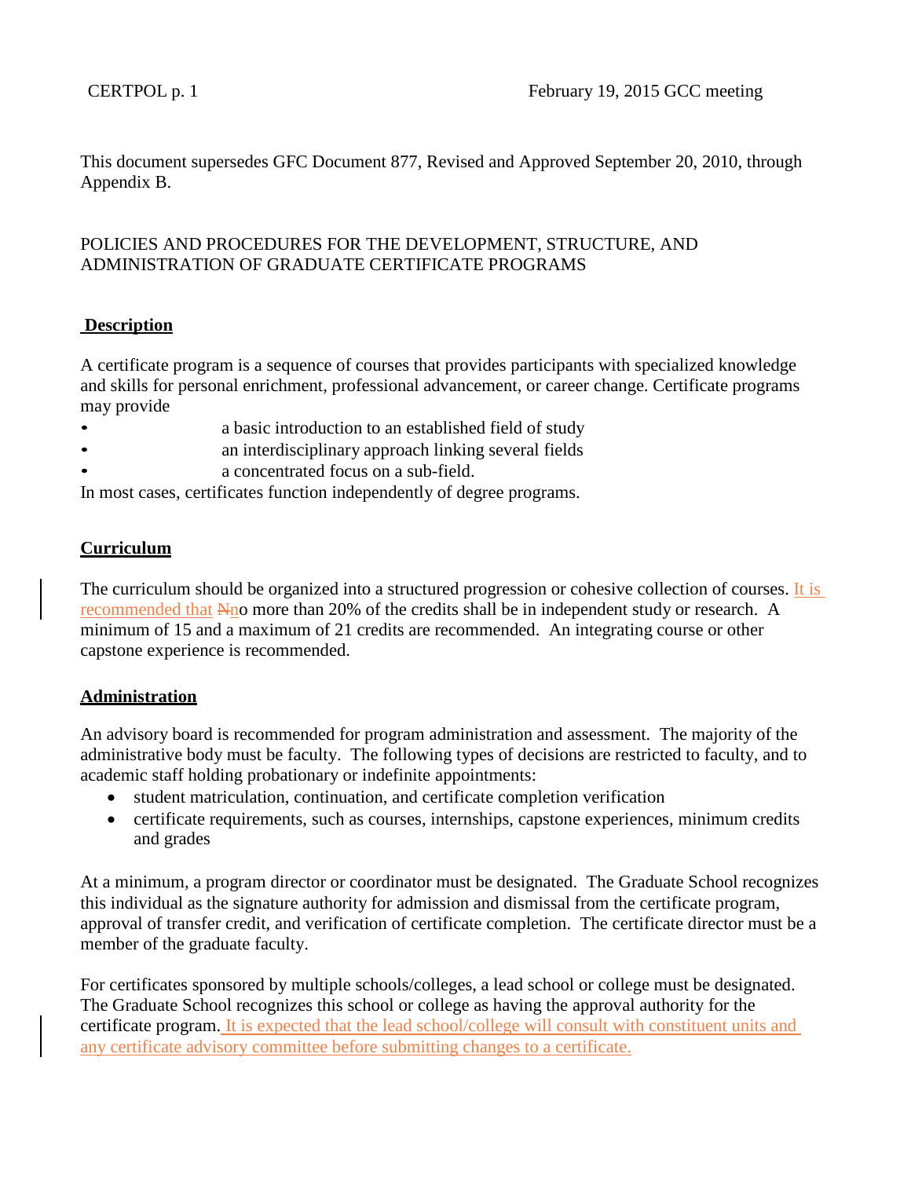This document supersedes GFC Document 877, Revised and Approved September 20, 2010, through Appendix B.

# POLICIES AND PROCEDURES FOR THE DEVELOPMENT, STRUCTURE, AND ADMINISTRATION OF GRADUATE CERTIFICATE PROGRAMS

## Description

A certificate program is a sequence of courses that provides participants with specialized knowledge and skills for personal enrichment, professional advancement, or career change. Certificate programs may provide

- a basic introduction to an established field of study
- an interdisciplinary approach linking several fields
- a concentrated focus on a sub-field.

In most cases, certificates function independently of degree programs.

## Curriculum

The curriculum should be organized into a structured progression or cohesive collection of courses. It is recommended that ~~N~~no more than 20% of the credits shall be in independent study or research. A minimum of 15 and a maximum of 21 credits are recommended. An integrating course or other capstone experience is recommended.

## Administration

An advisory board is recommended for program administration and assessment. The majority of the administrative body must be faculty. The following types of decisions are restricted to faculty, and to academic staff holding probationary or indefinite appointments:

- student matriculation, continuation, and certificate completion verification
- certificate requirements, such as courses, internships, capstone experiences, minimum credits and grades

At a minimum, a program director or coordinator must be designated. The Graduate School recognizes this individual as the signature authority for admission and dismissal from the certificate program, approval of transfer credit, and verification of certificate completion. The certificate director must be a member of the graduate faculty.

For certificates sponsored by multiple schools/colleges, a lead school or college must be designated. The Graduate School recognizes this school or college as having the approval authority for the certificate program. It is expected that the lead school/college will consult with constituent units and any certificate advisory committee before submitting changes to a certificate.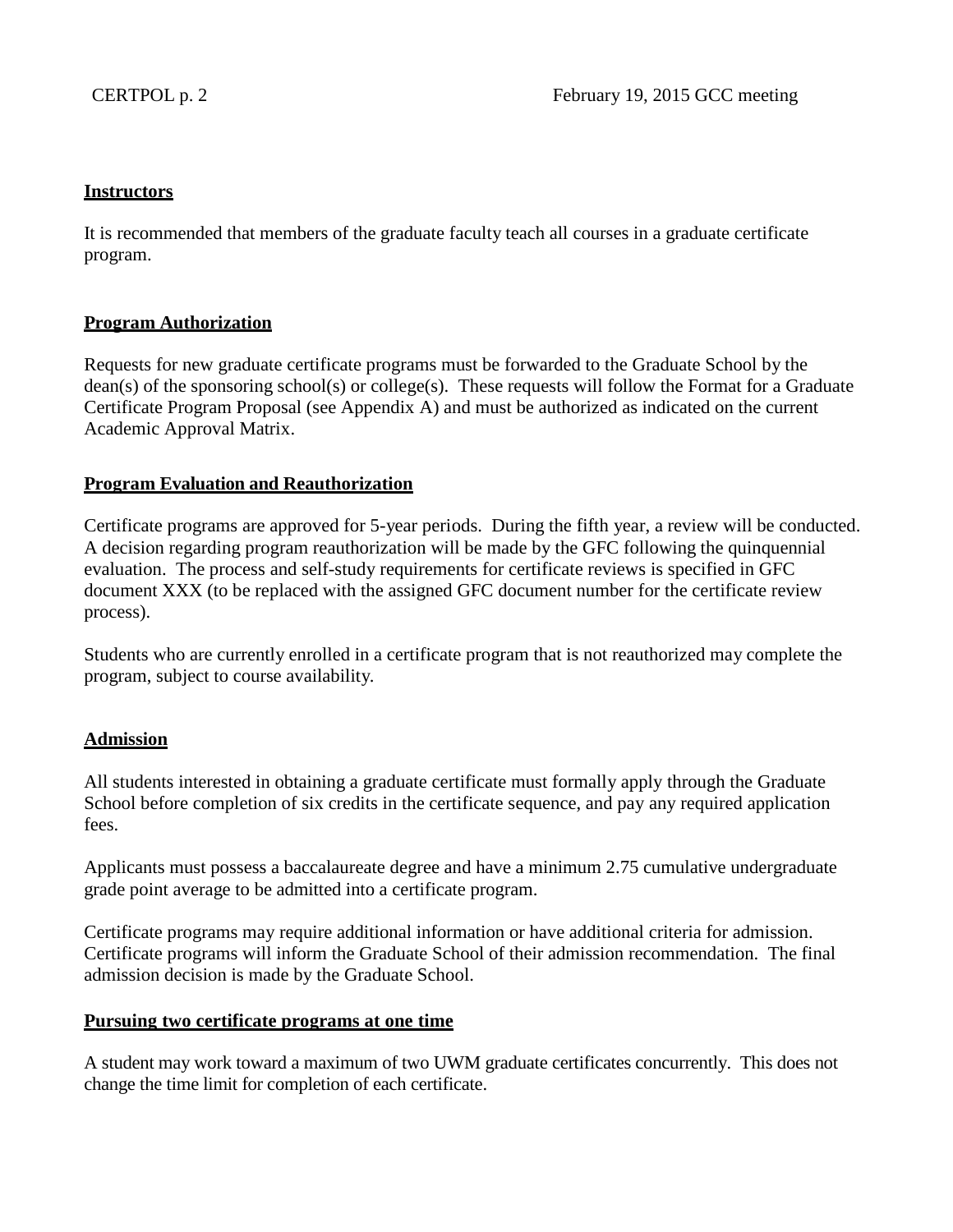**Instructors**

It is recommended that members of the graduate faculty teach all courses in a graduate certificate program.

**Program Authorization**

Requests for new graduate certificate programs must be forwarded to the Graduate School by the dean(s) of the sponsoring school(s) or college(s). These requests will follow the Format for a Graduate Certificate Program Proposal (see Appendix A) and must be authorized as indicated on the current Academic Approval Matrix.

**Program Evaluation and Reauthorization**

Certificate programs are approved for 5-year periods. During the fifth year, a review will be conducted. A decision regarding program reauthorization will be made by the GFC following the quinquennial evaluation. The process and self-study requirements for certificate reviews is specified in GFC document XXX (to be replaced with the assigned GFC document number for the certificate review process).

Students who are currently enrolled in a certificate program that is not reauthorized may complete the program, subject to course availability.

**Admission**

All students interested in obtaining a graduate certificate must formally apply through the Graduate School before completion of six credits in the certificate sequence, and pay any required application fees.

Applicants must possess a baccalaureate degree and have a minimum 2.75 cumulative undergraduate grade point average to be admitted into a certificate program.

Certificate programs may require additional information or have additional criteria for admission. Certificate programs will inform the Graduate School of their admission recommendation. The final admission decision is made by the Graduate School.

**Pursuing two certificate programs at one time**

A student may work toward a maximum of two UWM graduate certificates concurrently. This does not change the time limit for completion of each certificate.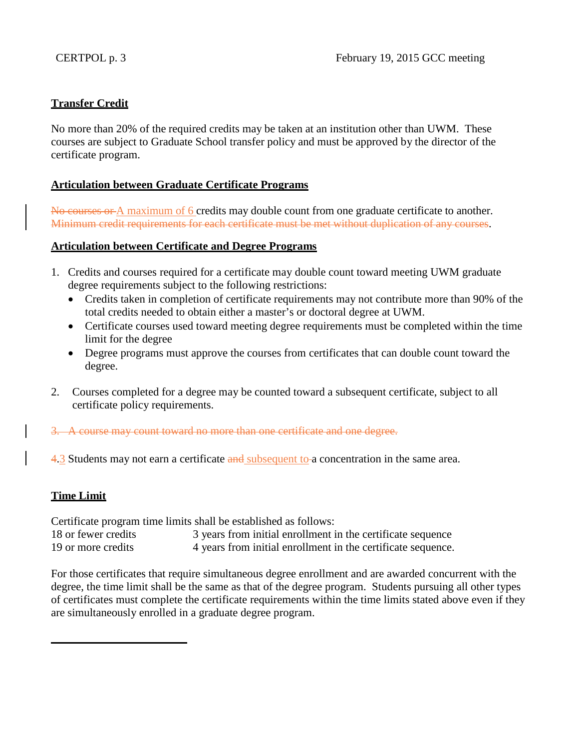**Transfer Credit**

No more than 20% of the required credits may be taken at an institution other than UWM. These courses are subject to Graduate School transfer policy and must be approved by the director of the certificate program.

**Articulation between Graduate Certificate Programs**

~~No courses or~~ A maximum of 6 credits may double count from one graduate certificate to another. ~~Minimum credit requirements for each certificate must be met without duplication of any courses~~.

**Articulation between Certificate and Degree Programs**

1. Credits and courses required for a certificate may double count toward meeting UWM graduate degree requirements subject to the following restrictions:
   - Credits taken in completion of certificate requirements may not contribute more than 90% of the total credits needed to obtain either a master's or doctoral degree at UWM.
   - Certificate courses used toward meeting degree requirements must be completed within the time limit for the degree
   - Degree programs must approve the courses from certificates that can double count toward the degree.

2. Courses completed for a degree may be counted toward a subsequent certificate, subject to all certificate policy requirements.

~~3. A course may count toward no more than one certificate and one degree.~~

~~4.~~3 Students may not earn a certificate ~~and~~ subsequent to a concentration in the same area.

**Time Limit**

Certificate program time limits shall be established as follows:

| | |
|---|---|
| 18 or fewer credits | 3 years from initial enrollment in the certificate sequence |
| 19 or more credits | 4 years from initial enrollment in the certificate sequence. |

For those certificates that require simultaneous degree enrollment and are awarded concurrent with the degree, the time limit shall be the same as that of the degree program. Students pursuing all other types of certificates must complete the certificate requirements within the time limits stated above even if they are simultaneously enrolled in a graduate degree program.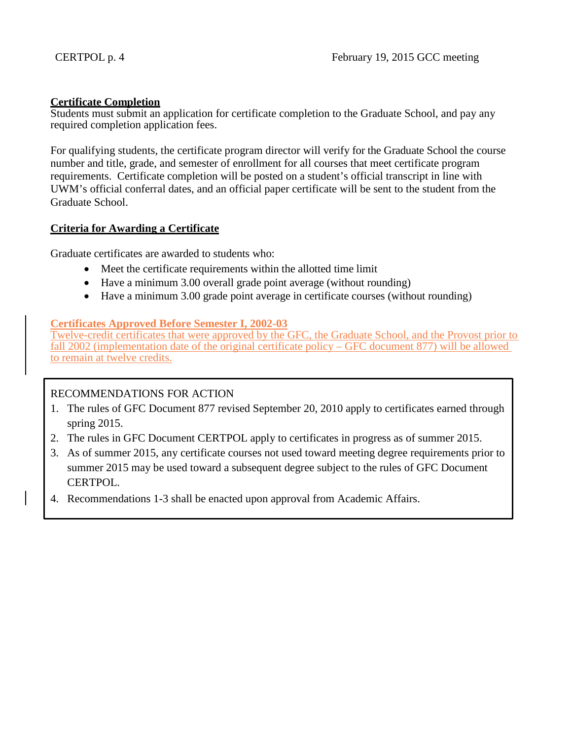**Certificate Completion**

Students must submit an application for certificate completion to the Graduate School, and pay any required completion application fees.

For qualifying students, the certificate program director will verify for the Graduate School the course number and title, grade, and semester of enrollment for all courses that meet certificate program requirements. Certificate completion will be posted on a student's official transcript in line with UWM's official conferral dates, and an official paper certificate will be sent to the student from the Graduate School.

**Criteria for Awarding a Certificate**

Graduate certificates are awarded to students who:

- Meet the certificate requirements within the allotted time limit
- Have a minimum 3.00 overall grade point average (without rounding)
- Have a minimum 3.00 grade point average in certificate courses (without rounding)

**Certificates Approved Before Semester I, 2002-03**

Twelve-credit certificates that were approved by the GFC, the Graduate School, and the Provost prior to fall 2002 (implementation date of the original certificate policy – GFC document 877) will be allowed to remain at twelve credits.

RECOMMENDATIONS FOR ACTION

1. The rules of GFC Document 877 revised September 20, 2010 apply to certificates earned through spring 2015.
2. The rules in GFC Document CERTPOL apply to certificates in progress as of summer 2015.
3. As of summer 2015, any certificate courses not used toward meeting degree requirements prior to summer 2015 may be used toward a subsequent degree subject to the rules of GFC Document CERTPOL.
4. Recommendations 1-3 shall be enacted upon approval from Academic Affairs.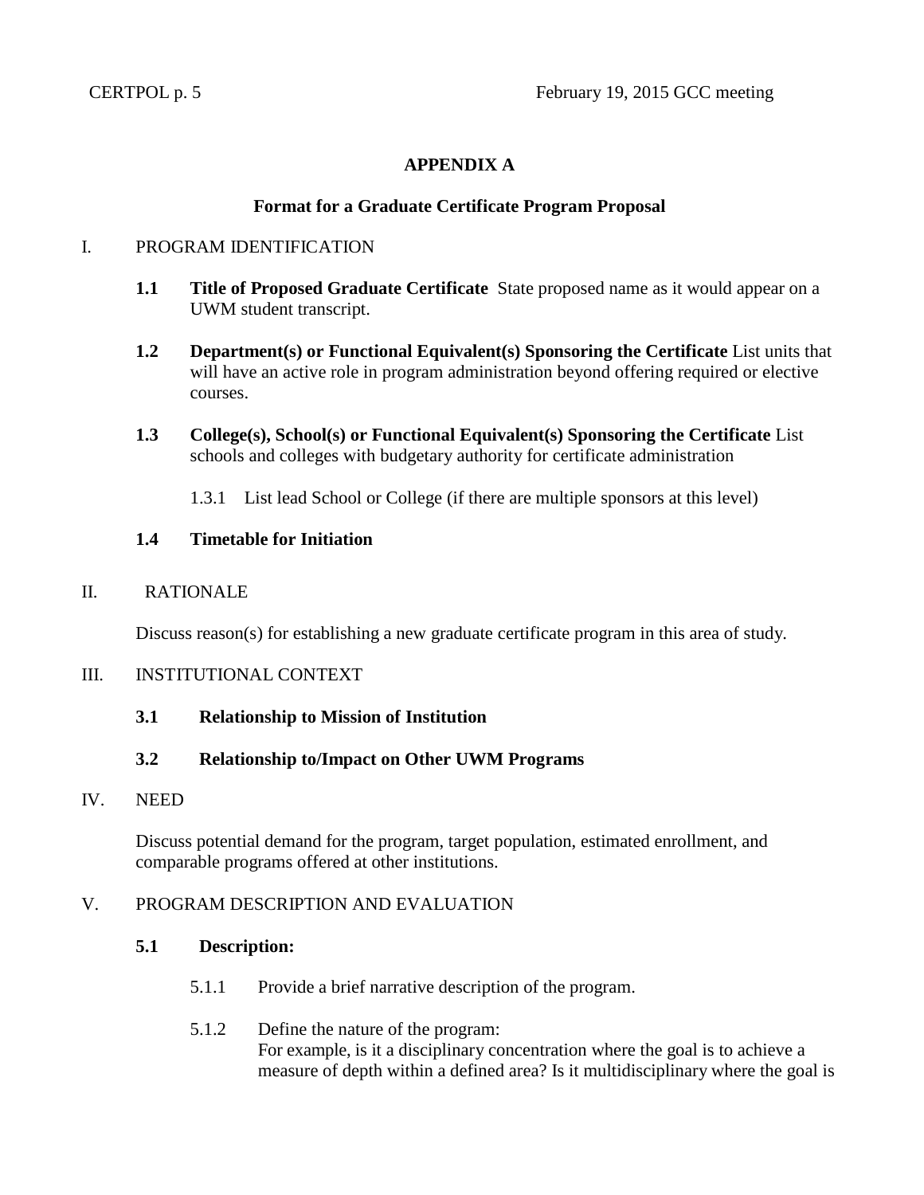## APPENDIX A

### Format for a Graduate Certificate Program Proposal

I. PROGRAM IDENTIFICATION

**1.1 Title of Proposed Graduate Certificate** State proposed name as it would appear on a UWM student transcript.

**1.2 Department(s) or Functional Equivalent(s) Sponsoring the Certificate** List units that will have an active role in program administration beyond offering required or elective courses.

**1.3 College(s), School(s) or Functional Equivalent(s) Sponsoring the Certificate** List schools and colleges with budgetary authority for certificate administration

1.3.1 List lead School or College (if there are multiple sponsors at this level)

**1.4 Timetable for Initiation**

II. RATIONALE

Discuss reason(s) for establishing a new graduate certificate program in this area of study.

III. INSTITUTIONAL CONTEXT

**3.1 Relationship to Mission of Institution**

**3.2 Relationship to/Impact on Other UWM Programs**

IV. NEED

Discuss potential demand for the program, target population, estimated enrollment, and comparable programs offered at other institutions.

V. PROGRAM DESCRIPTION AND EVALUATION

**5.1 Description:**

5.1.1 Provide a brief narrative description of the program.

5.1.2 Define the nature of the program:
For example, is it a disciplinary concentration where the goal is to achieve a measure of depth within a defined area? Is it multidisciplinary where the goal is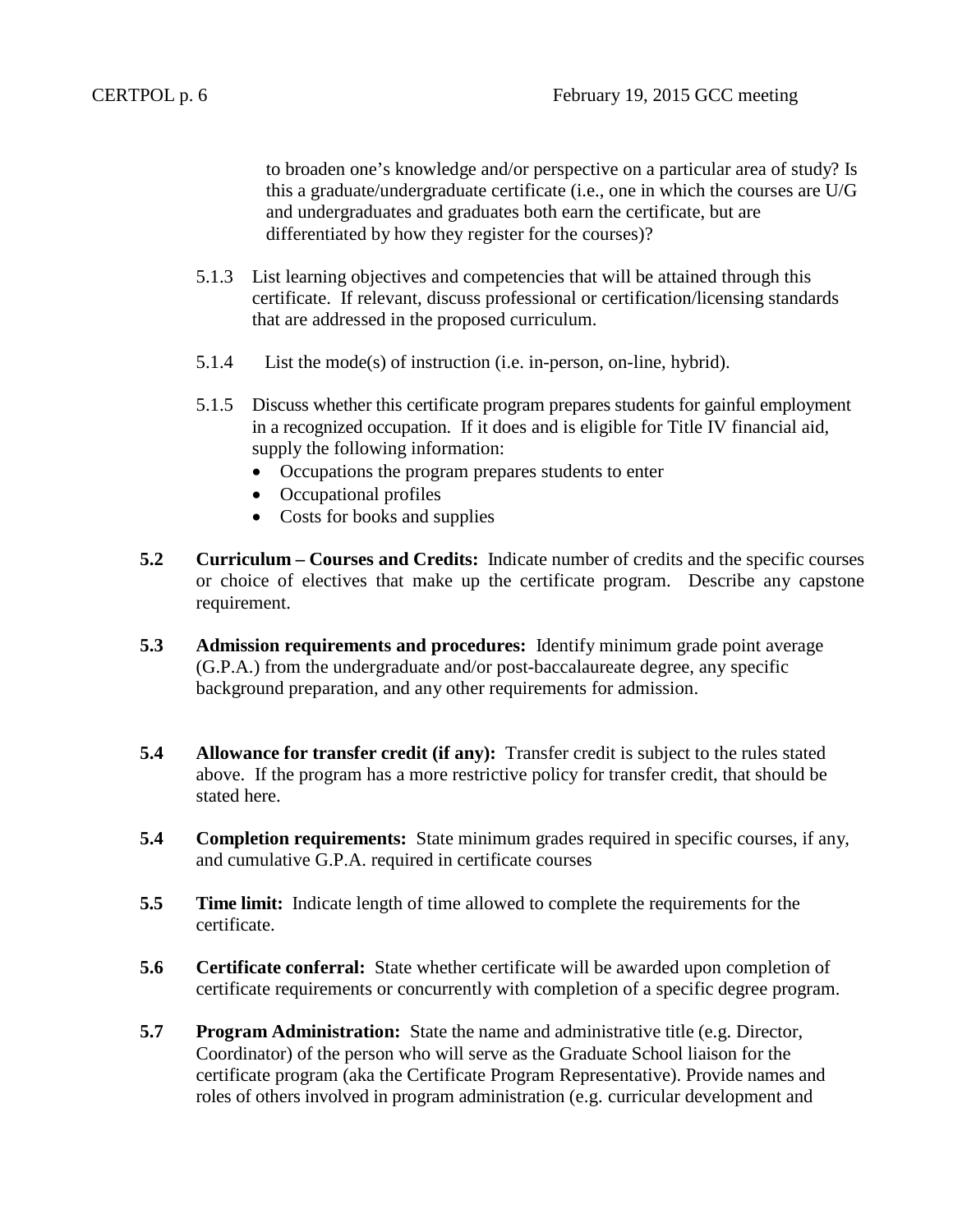to broaden one's knowledge and/or perspective on a particular area of study? Is this a graduate/undergraduate certificate (i.e., one in which the courses are U/G and undergraduates and graduates both earn the certificate, but are differentiated by how they register for the courses)?

5.1.3 List learning objectives and competencies that will be attained through this certificate. If relevant, discuss professional or certification/licensing standards that are addressed in the proposed curriculum.

5.1.4 List the mode(s) of instruction (i.e. in-person, on-line, hybrid).

5.1.5 Discuss whether this certificate program prepares students for gainful employment in a recognized occupation. If it does and is eligible for Title IV financial aid, supply the following information:

- Occupations the program prepares students to enter
- Occupational profiles
- Costs for books and supplies

**5.2 Curriculum – Courses and Credits:** Indicate number of credits and the specific courses or choice of electives that make up the certificate program. Describe any capstone requirement.

**5.3 Admission requirements and procedures:** Identify minimum grade point average (G.P.A.) from the undergraduate and/or post-baccalaureate degree, any specific background preparation, and any other requirements for admission.

**5.4 Allowance for transfer credit (if any):** Transfer credit is subject to the rules stated above. If the program has a more restrictive policy for transfer credit, that should be stated here.

**5.4 Completion requirements:** State minimum grades required in specific courses, if any, and cumulative G.P.A. required in certificate courses

**5.5 Time limit:** Indicate length of time allowed to complete the requirements for the certificate.

**5.6 Certificate conferral:** State whether certificate will be awarded upon completion of certificate requirements or concurrently with completion of a specific degree program.

**5.7 Program Administration:** State the name and administrative title (e.g. Director, Coordinator) of the person who will serve as the Graduate School liaison for the certificate program (aka the Certificate Program Representative). Provide names and roles of others involved in program administration (e.g. curricular development and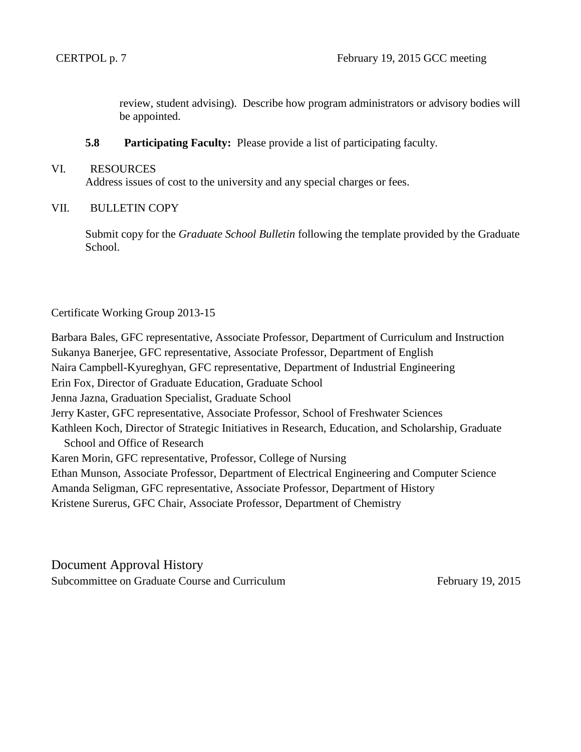review, student advising). Describe how program administrators or advisory bodies will be appointed.

**5.8 Participating Faculty:** Please provide a list of participating faculty.

## VI. RESOURCES

Address issues of cost to the university and any special charges or fees.

## VII. BULLETIN COPY

Submit copy for the *Graduate School Bulletin* following the template provided by the Graduate School.

Certificate Working Group 2013-15

Barbara Bales, GFC representative, Associate Professor, Department of Curriculum and Instruction
Sukanya Banerjee, GFC representative, Associate Professor, Department of English
Naira Campbell-Kyureghyan, GFC representative, Department of Industrial Engineering
Erin Fox, Director of Graduate Education, Graduate School
Jenna Jazna, Graduation Specialist, Graduate School
Jerry Kaster, GFC representative, Associate Professor, School of Freshwater Sciences
Kathleen Koch, Director of Strategic Initiatives in Research, Education, and Scholarship, Graduate School and Office of Research
Karen Morin, GFC representative, Professor, College of Nursing
Ethan Munson, Associate Professor, Department of Electrical Engineering and Computer Science
Amanda Seligman, GFC representative, Associate Professor, Department of History
Kristene Surerus, GFC Chair, Associate Professor, Department of Chemistry

## Document Approval History

Subcommittee on Graduate Course and Curriculum February 19, 2015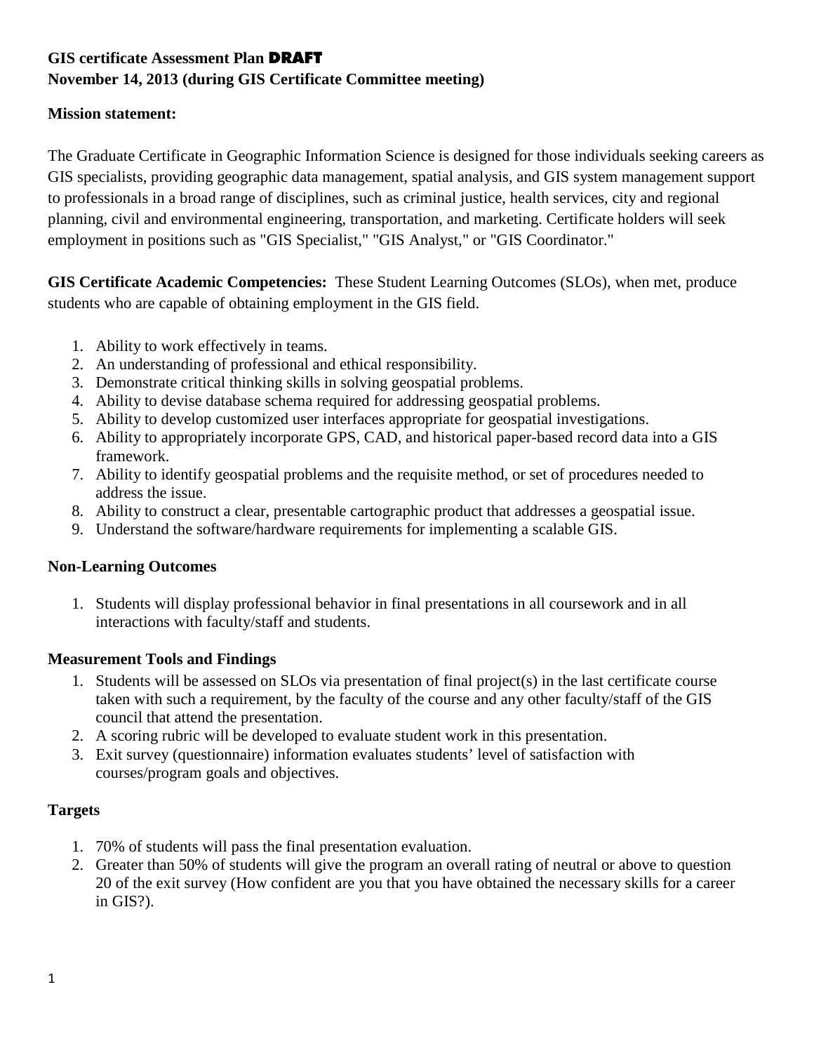**GIS certificate Assessment Plan DRAFT**
**November 14, 2013 (during GIS Certificate Committee meeting)**

**Mission statement:**

The Graduate Certificate in Geographic Information Science is designed for those individuals seeking careers as GIS specialists, providing geographic data management, spatial analysis, and GIS system management support to professionals in a broad range of disciplines, such as criminal justice, health services, city and regional planning, civil and environmental engineering, transportation, and marketing. Certificate holders will seek employment in positions such as "GIS Specialist," "GIS Analyst," or "GIS Coordinator."

**GIS Certificate Academic Competencies:** These Student Learning Outcomes (SLOs), when met, produce students who are capable of obtaining employment in the GIS field.

1. Ability to work effectively in teams.
2. An understanding of professional and ethical responsibility.
3. Demonstrate critical thinking skills in solving geospatial problems.
4. Ability to devise database schema required for addressing geospatial problems.
5. Ability to develop customized user interfaces appropriate for geospatial investigations.
6. Ability to appropriately incorporate GPS, CAD, and historical paper-based record data into a GIS framework.
7. Ability to identify geospatial problems and the requisite method, or set of procedures needed to address the issue.
8. Ability to construct a clear, presentable cartographic product that addresses a geospatial issue.
9. Understand the software/hardware requirements for implementing a scalable GIS.

**Non-Learning Outcomes**

1. Students will display professional behavior in final presentations in all coursework and in all interactions with faculty/staff and students.

**Measurement Tools and Findings**

1. Students will be assessed on SLOs via presentation of final project(s) in the last certificate course taken with such a requirement, by the faculty of the course and any other faculty/staff of the GIS council that attend the presentation.
2. A scoring rubric will be developed to evaluate student work in this presentation.
3. Exit survey (questionnaire) information evaluates students' level of satisfaction with courses/program goals and objectives.

**Targets**

1. 70% of students will pass the final presentation evaluation.
2. Greater than 50% of students will give the program an overall rating of neutral or above to question 20 of the exit survey (How confident are you that you have obtained the necessary skills for a career in GIS?).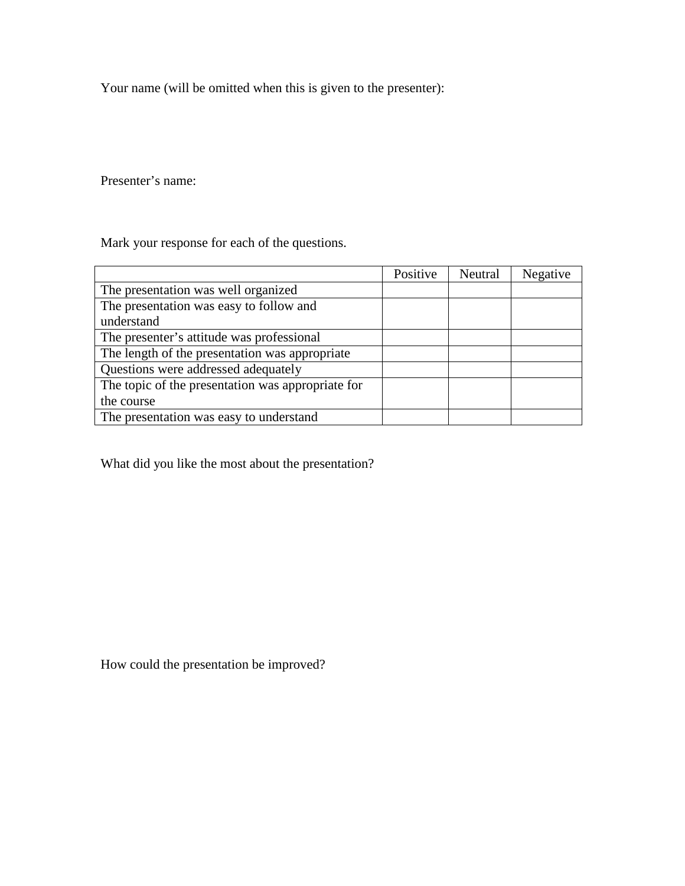Your name (will be omitted when this is given to the presenter):

Presenter's name:

Mark your response for each of the questions.

| | Positive | Neutral | Negative |
|---|---|---|---|
| The presentation was well organized | | | |
| The presentation was easy to follow and understand | | | |
| The presenter's attitude was professional | | | |
| The length of the presentation was appropriate | | | |
| Questions were addressed adequately | | | |
| The topic of the presentation was appropriate for the course | | | |
| The presentation was easy to understand | | | |

What did you like the most about the presentation?

How could the presentation be improved?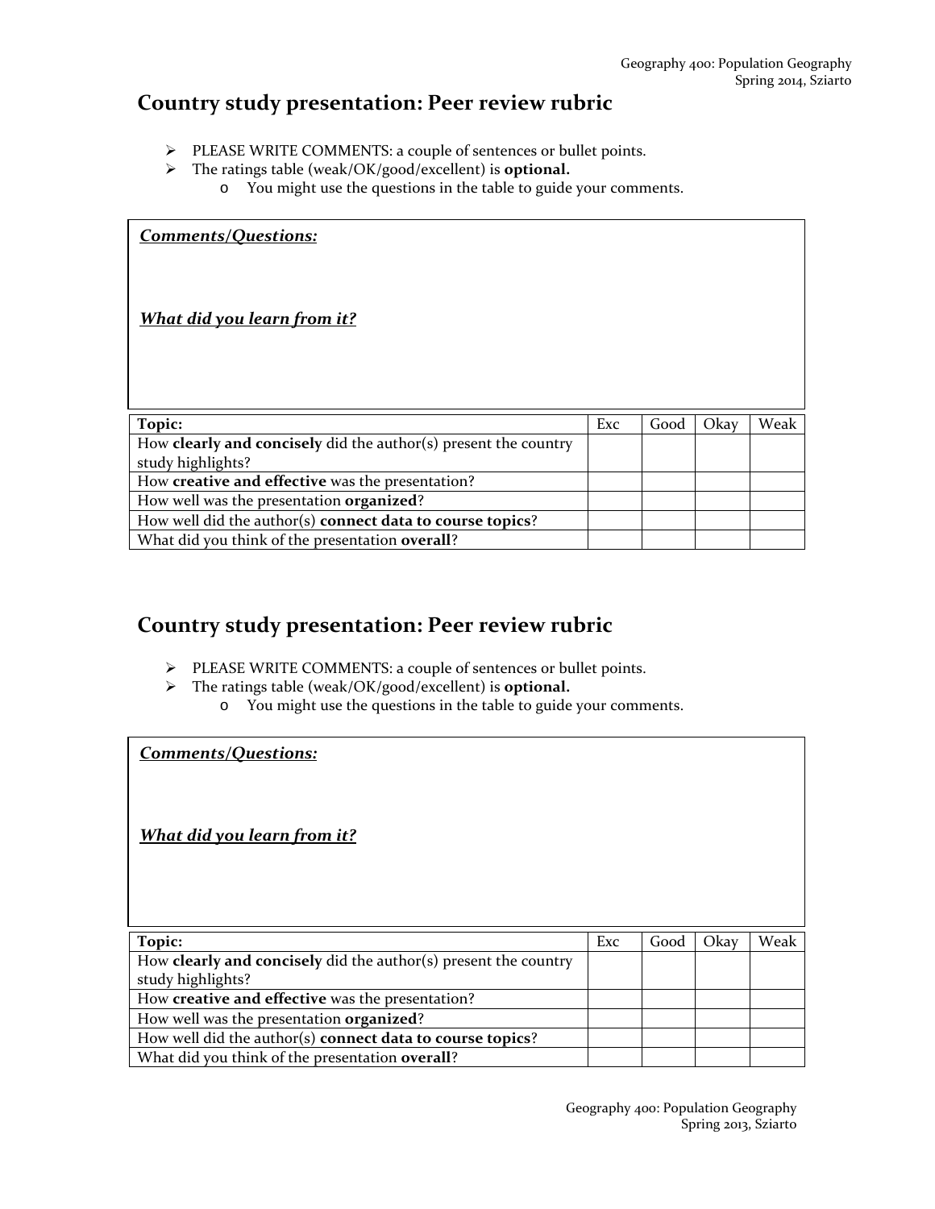## Country study presentation: Peer review rubric

- PLEASE WRITE COMMENTS: a couple of sentences or bullet points.
- The ratings table (weak/OK/good/excellent) is **optional.**
  - You might use the questions in the table to guide your comments.

***<u>Comments/Questions:</u>***

***<u>What did you learn from it?</u>***

| **Topic:** | Exc | Good | Okay | Weak |
|---|---|---|---|---|
| How **clearly and concisely** did the author(s) present the country study highlights? | | | | |
| How **creative and effective** was the presentation? | | | | |
| How well was the presentation **organized**? | | | | |
| How well did the author(s) **connect data to course topics**? | | | | |
| What did you think of the presentation **overall**? | | | | |

## Country study presentation: Peer review rubric

- PLEASE WRITE COMMENTS: a couple of sentences or bullet points.
- The ratings table (weak/OK/good/excellent) is **optional.**
  - You might use the questions in the table to guide your comments.

***<u>Comments/Questions:</u>***

***<u>What did you learn from it?</u>***

| **Topic:** | Exc | Good | Okay | Weak |
|---|---|---|---|---|
| How **clearly and concisely** did the author(s) present the country study highlights? | | | | |
| How **creative and effective** was the presentation? | | | | |
| How well was the presentation **organized**? | | | | |
| How well did the author(s) **connect data to course topics**? | | | | |
| What did you think of the presentation **overall**? | | | | |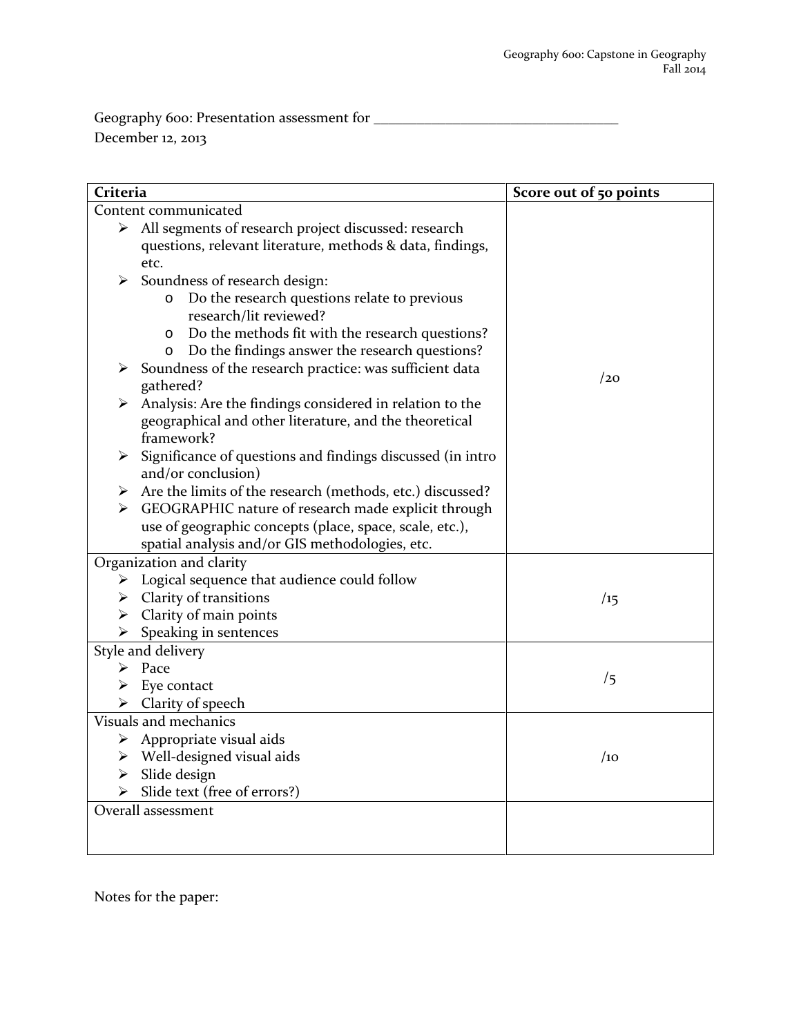Geography 600: Presentation assessment for ________________________________
December 12, 2013

| Criteria | Score out of 50 points |
|---|---|
| Content communicated<br>➢ All segments of research project discussed: research questions, relevant literature, methods & data, findings, etc.<br>➢ Soundness of research design:<br>&nbsp;&nbsp;&nbsp;&nbsp;o Do the research questions relate to previous research/lit reviewed?<br>&nbsp;&nbsp;&nbsp;&nbsp;o Do the methods fit with the research questions?<br>&nbsp;&nbsp;&nbsp;&nbsp;o Do the findings answer the research questions?<br>➢ Soundness of the research practice: was sufficient data gathered?<br>➢ Analysis: Are the findings considered in relation to the geographical and other literature, and the theoretical framework?<br>➢ Significance of questions and findings discussed (in intro and/or conclusion)<br>➢ Are the limits of the research (methods, etc.) discussed?<br>➢ GEOGRAPHIC nature of research made explicit through use of geographic concepts (place, space, scale, etc.), spatial analysis and/or GIS methodologies, etc. | /20 |
| Organization and clarity<br>➢ Logical sequence that audience could follow<br>➢ Clarity of transitions<br>➢ Clarity of main points<br>➢ Speaking in sentences | /15 |
| Style and delivery<br>➢ Pace<br>➢ Eye contact<br>➢ Clarity of speech | /5 |
| Visuals and mechanics<br>➢ Appropriate visual aids<br>➢ Well-designed visual aids<br>➢ Slide design<br>➢ Slide text (free of errors?) | /10 |
| Overall assessment | |

Notes for the paper: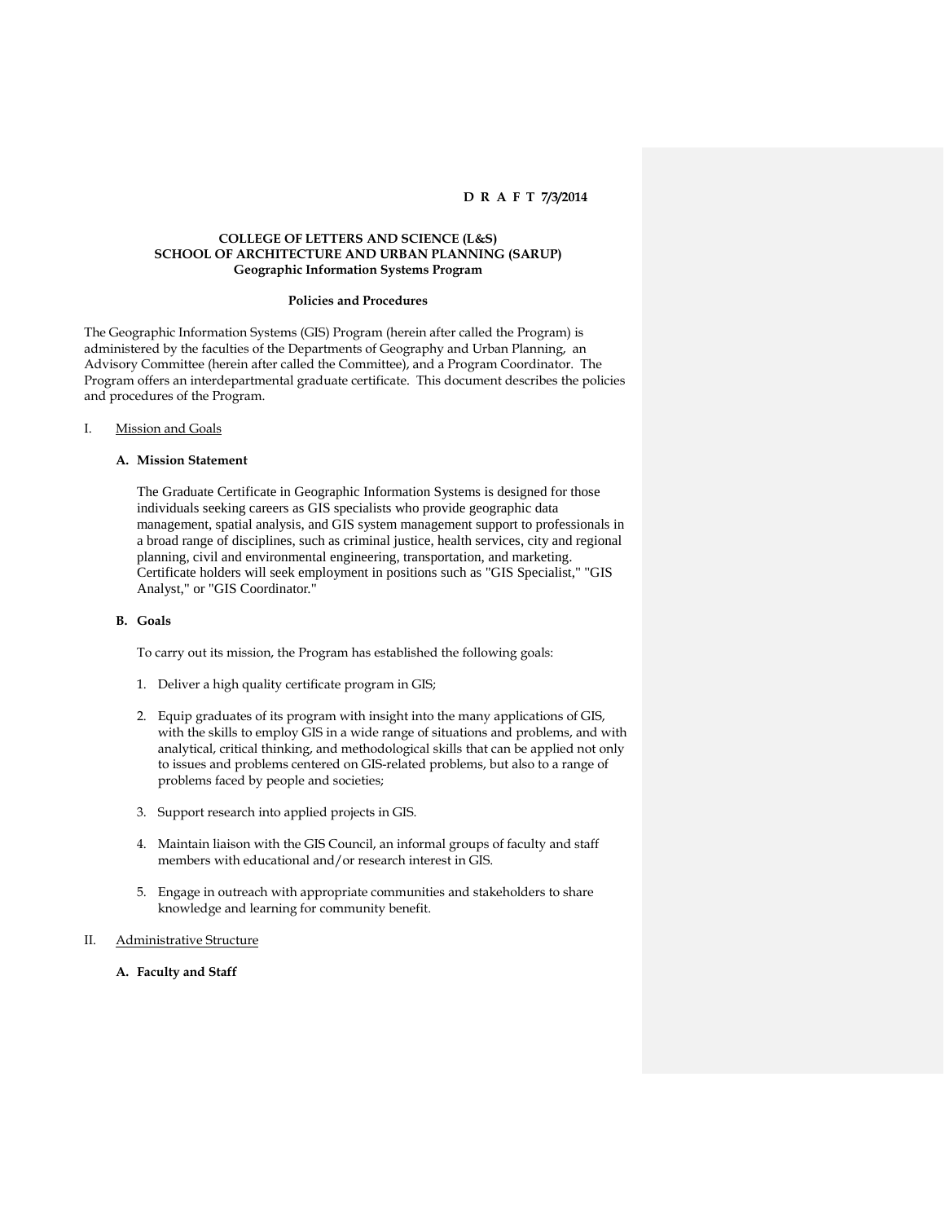**D R A F T 7/3/2014**

**COLLEGE OF LETTERS AND SCIENCE (L&S)**
**SCHOOL OF ARCHITECTURE AND URBAN PLANNING (SARUP)**
**Geographic Information Systems Program**

**Policies and Procedures**

The Geographic Information Systems (GIS) Program (herein after called the Program) is administered by the faculties of the Departments of Geography and Urban Planning, an Advisory Committee (herein after called the Committee), and a Program Coordinator. The Program offers an interdepartmental graduate certificate. This document describes the policies and procedures of the Program.

## I. Mission and Goals

### A. Mission Statement

The Graduate Certificate in Geographic Information Systems is designed for those individuals seeking careers as GIS specialists who provide geographic data management, spatial analysis, and GIS system management support to professionals in a broad range of disciplines, such as criminal justice, health services, city and regional planning, civil and environmental engineering, transportation, and marketing. Certificate holders will seek employment in positions such as "GIS Specialist," "GIS Analyst," or "GIS Coordinator."

### B. Goals

To carry out its mission, the Program has established the following goals:

1. Deliver a high quality certificate program in GIS;
2. Equip graduates of its program with insight into the many applications of GIS, with the skills to employ GIS in a wide range of situations and problems, and with analytical, critical thinking, and methodological skills that can be applied not only to issues and problems centered on GIS-related problems, but also to a range of problems faced by people and societies;
3. Support research into applied projects in GIS.
4. Maintain liaison with the GIS Council, an informal groups of faculty and staff members with educational and/or research interest in GIS.
5. Engage in outreach with appropriate communities and stakeholders to share knowledge and learning for community benefit.

## II. Administrative Structure

### A. Faculty and Staff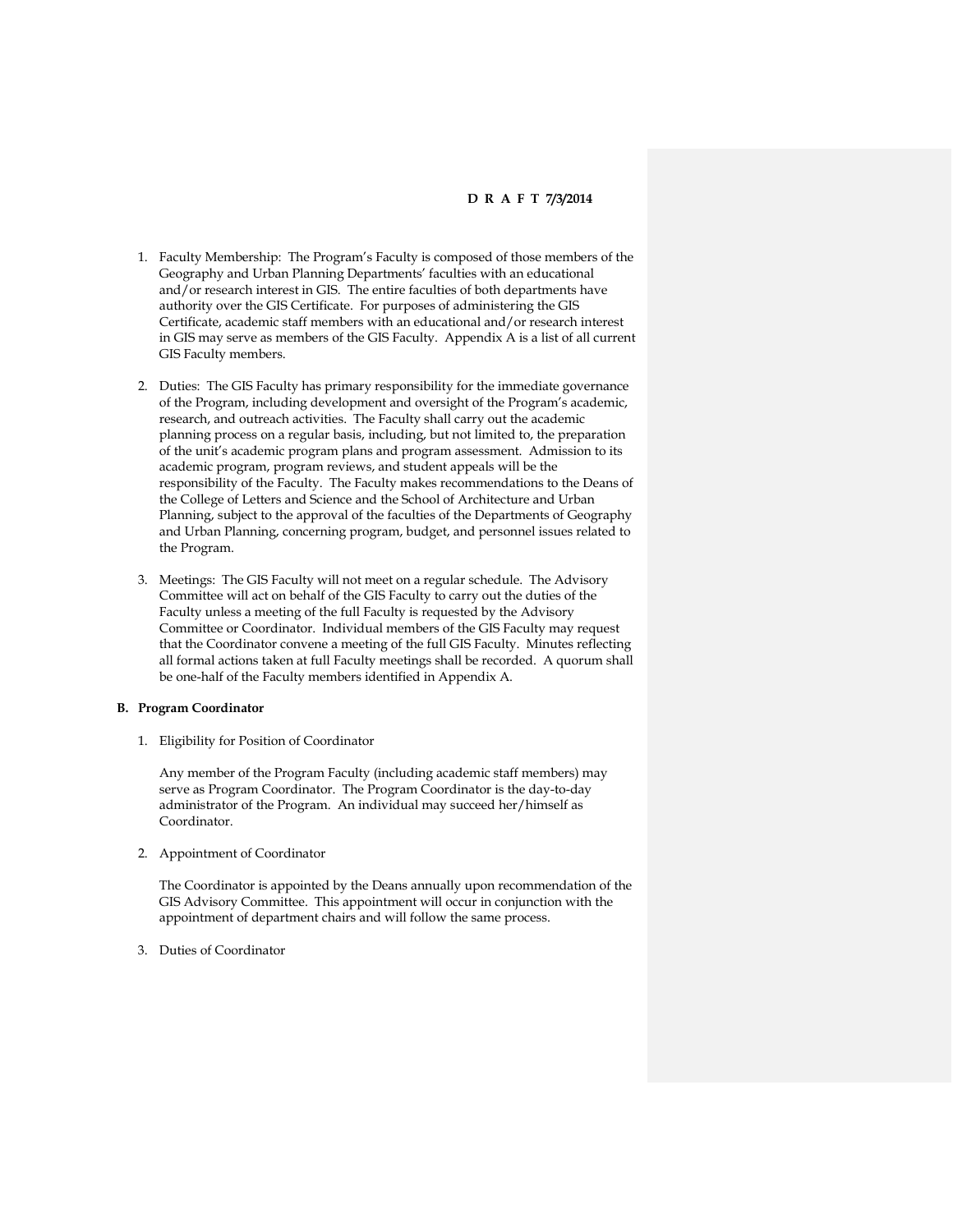1. Faculty Membership: The Program's Faculty is composed of those members of the Geography and Urban Planning Departments' faculties with an educational and/or research interest in GIS. The entire faculties of both departments have authority over the GIS Certificate. For purposes of administering the GIS Certificate, academic staff members with an educational and/or research interest in GIS may serve as members of the GIS Faculty. Appendix A is a list of all current GIS Faculty members.

2. Duties: The GIS Faculty has primary responsibility for the immediate governance of the Program, including development and oversight of the Program's academic, research, and outreach activities. The Faculty shall carry out the academic planning process on a regular basis, including, but not limited to, the preparation of the unit's academic program plans and program assessment. Admission to its academic program, program reviews, and student appeals will be the responsibility of the Faculty. The Faculty makes recommendations to the Deans of the College of Letters and Science and the School of Architecture and Urban Planning, subject to the approval of the faculties of the Departments of Geography and Urban Planning, concerning program, budget, and personnel issues related to the Program.

3. Meetings: The GIS Faculty will not meet on a regular schedule. The Advisory Committee will act on behalf of the GIS Faculty to carry out the duties of the Faculty unless a meeting of the full Faculty is requested by the Advisory Committee or Coordinator. Individual members of the GIS Faculty may request that the Coordinator convene a meeting of the full GIS Faculty. Minutes reflecting all formal actions taken at full Faculty meetings shall be recorded. A quorum shall be one-half of the Faculty members identified in Appendix A.

**B. Program Coordinator**

1. Eligibility for Position of Coordinator

   Any member of the Program Faculty (including academic staff members) may serve as Program Coordinator. The Program Coordinator is the day-to-day administrator of the Program. An individual may succeed her/himself as Coordinator.

2. Appointment of Coordinator

   The Coordinator is appointed by the Deans annually upon recommendation of the GIS Advisory Committee. This appointment will occur in conjunction with the appointment of department chairs and will follow the same process.

3. Duties of Coordinator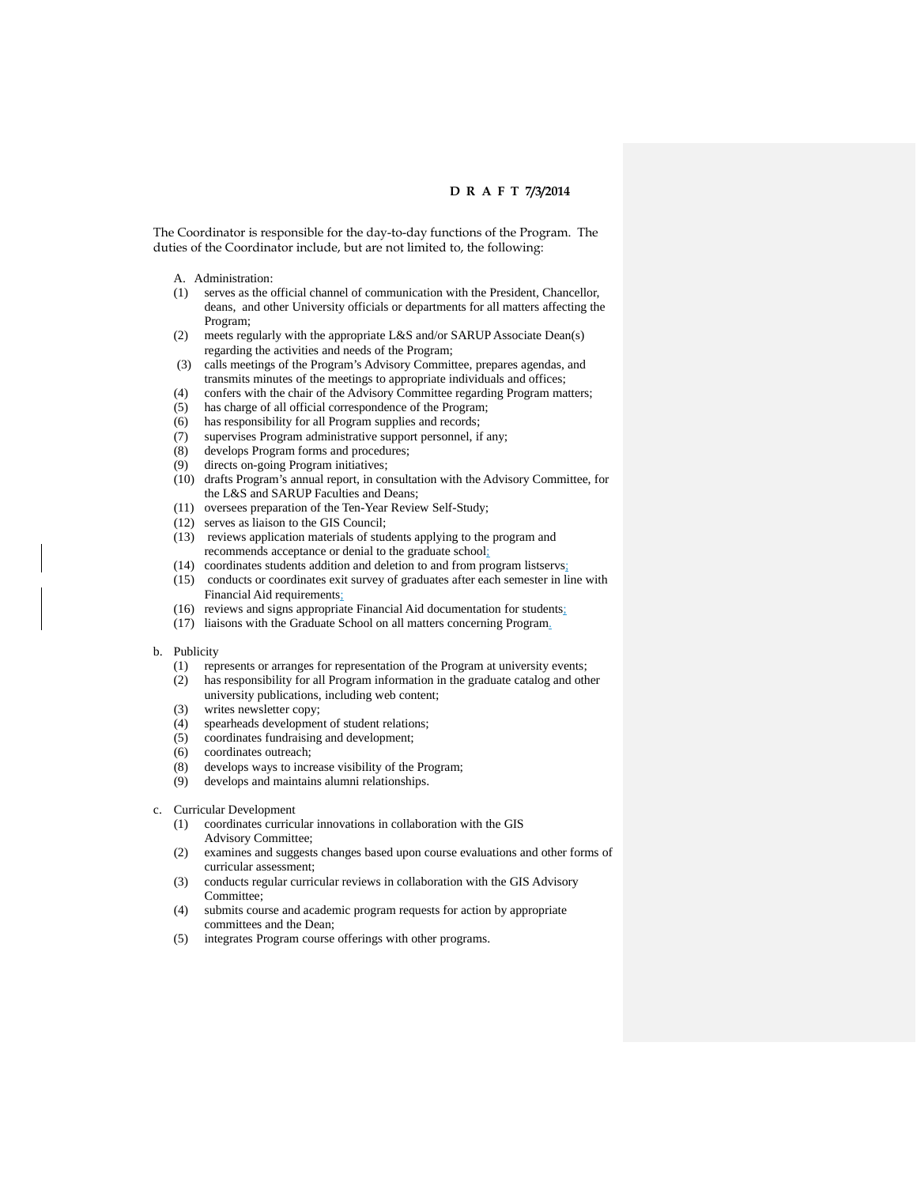D R A F T 7/3/2014

The Coordinator is responsible for the day-to-day functions of the Program. The duties of the Coordinator include, but are not limited to, the following:

A. Administration:

(1) serves as the official channel of communication with the President, Chancellor, deans, and other University officials or departments for all matters affecting the Program;
(2) meets regularly with the appropriate L&S and/or SARUP Associate Dean(s) regarding the activities and needs of the Program;
(3) calls meetings of the Program's Advisory Committee, prepares agendas, and transmits minutes of the meetings to appropriate individuals and offices;
(4) confers with the chair of the Advisory Committee regarding Program matters;
(5) has charge of all official correspondence of the Program;
(6) has responsibility for all Program supplies and records;
(7) supervises Program administrative support personnel, if any;
(8) develops Program forms and procedures;
(9) directs on-going Program initiatives;
(10) drafts Program's annual report, in consultation with the Advisory Committee, for the L&S and SARUP Faculties and Deans;
(11) oversees preparation of the Ten-Year Review Self-Study;
(12) serves as liaison to the GIS Council;
(13) reviews application materials of students applying to the program and recommends acceptance or denial to the graduate school;
(14) coordinates students addition and deletion to and from program listservs;
(15) conducts or coordinates exit survey of graduates after each semester in line with Financial Aid requirements;
(16) reviews and signs appropriate Financial Aid documentation for students;
(17) liaisons with the Graduate School on all matters concerning Program.

b. Publicity

(1) represents or arranges for representation of the Program at university events;
(2) has responsibility for all Program information in the graduate catalog and other university publications, including web content;
(3) writes newsletter copy;
(4) spearheads development of student relations;
(5) coordinates fundraising and development;
(6) coordinates outreach;
(8) develops ways to increase visibility of the Program;
(9) develops and maintains alumni relationships.

c. Curricular Development

(1) coordinates curricular innovations in collaboration with the GIS Advisory Committee;
(2) examines and suggests changes based upon course evaluations and other forms of curricular assessment;
(3) conducts regular curricular reviews in collaboration with the GIS Advisory Committee;
(4) submits course and academic program requests for action by appropriate committees and the Dean;
(5) integrates Program course offerings with other programs.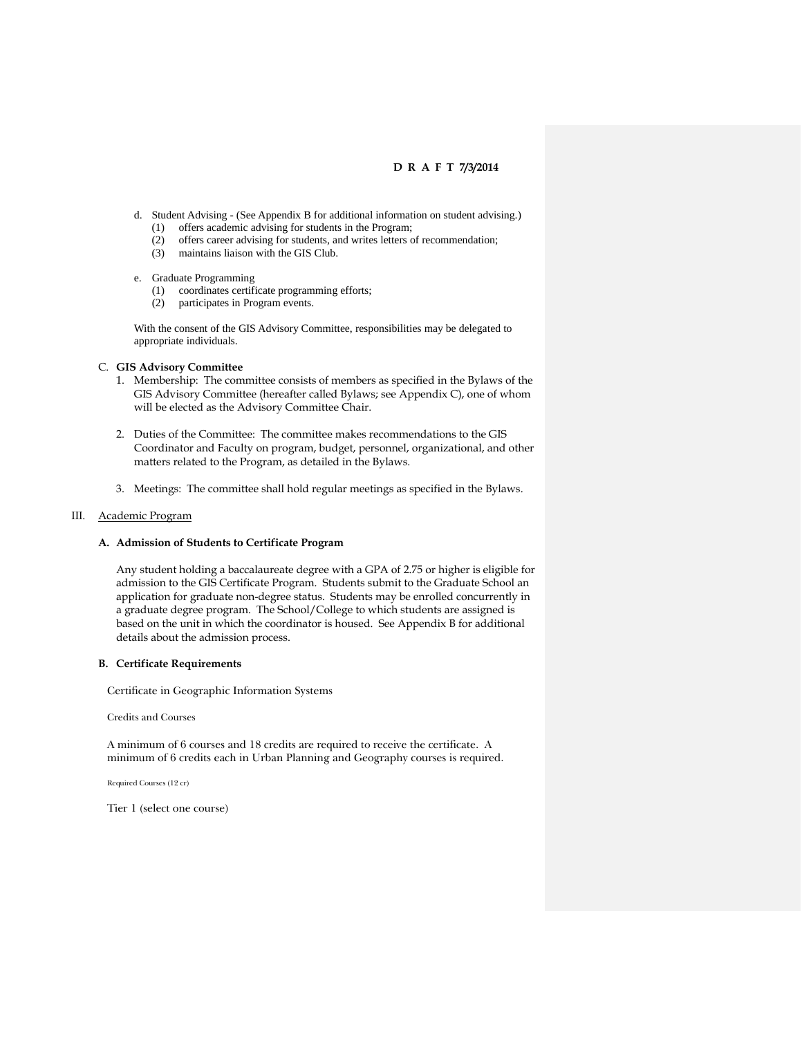d. Student Advising - (See Appendix B for additional information on student advising.)
   (1) offers academic advising for students in the Program;
   (2) offers career advising for students, and writes letters of recommendation;
   (3) maintains liaison with the GIS Club.

e. Graduate Programming
   (1) coordinates certificate programming efforts;
   (2) participates in Program events.

With the consent of the GIS Advisory Committee, responsibilities may be delegated to appropriate individuals.

C. **GIS Advisory Committee**

1. Membership: The committee consists of members as specified in the Bylaws of the GIS Advisory Committee (hereafter called Bylaws; see Appendix C), one of whom will be elected as the Advisory Committee Chair.

2. Duties of the Committee: The committee makes recommendations to the GIS Coordinator and Faculty on program, budget, personnel, organizational, and other matters related to the Program, as detailed in the Bylaws.

3. Meetings: The committee shall hold regular meetings as specified in the Bylaws.

## III. Academic Program

### A. Admission of Students to Certificate Program

Any student holding a baccalaureate degree with a GPA of 2.75 or higher is eligible for admission to the GIS Certificate Program. Students submit to the Graduate School an application for graduate non-degree status. Students may be enrolled concurrently in a graduate degree program. The School/College to which students are assigned is based on the unit in which the coordinator is housed. See Appendix B for additional details about the admission process.

### B. Certificate Requirements

Certificate in Geographic Information Systems

Credits and Courses

A minimum of 6 courses and 18 credits are required to receive the certificate. A minimum of 6 credits each in Urban Planning and Geography courses is required.

Required Courses (12 cr)

Tier 1 (select one course)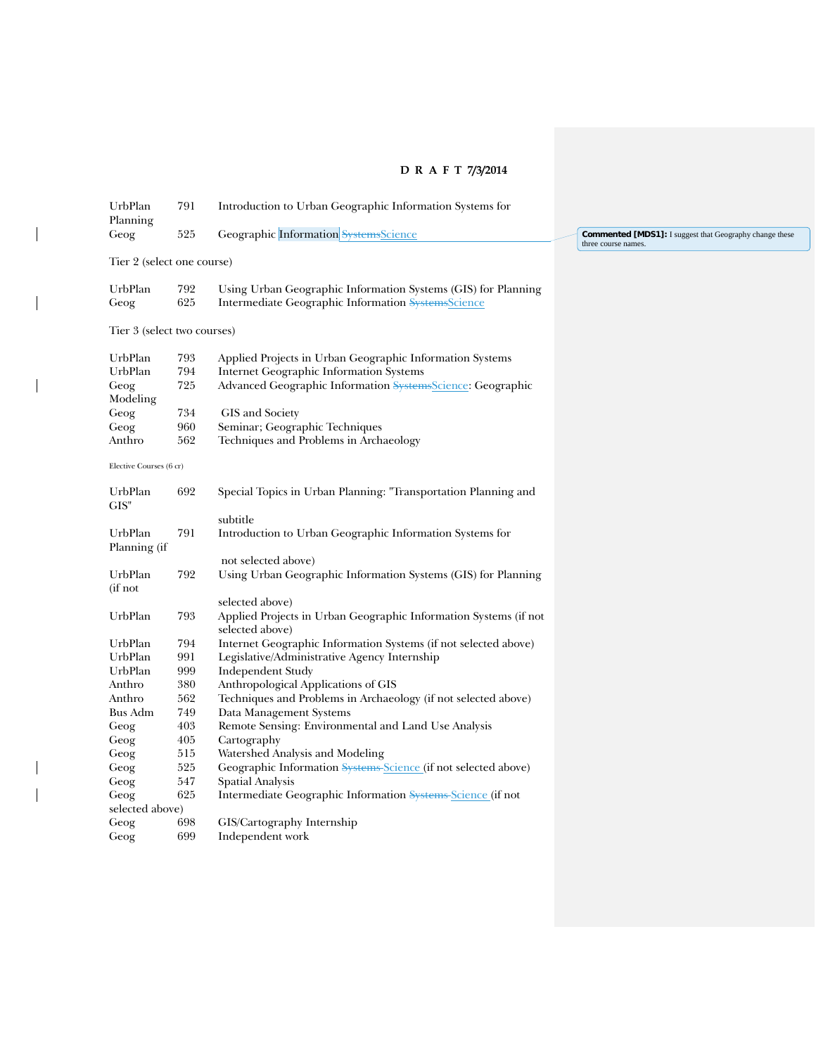D R A F T 7/3/2014

| | | |
|---|---|---|
| UrbPlan | 791 | Introduction to Urban Geographic Information Systems for Planning |
| Geog | 525 | Geographic Information ~~Systems~~Science |

Commented [MDS1]: I suggest that Geography change these three course names.

Tier 2 (select one course)

| | | |
|---|---|---|
| UrbPlan | 792 | Using Urban Geographic Information Systems (GIS) for Planning |
| Geog | 625 | Intermediate Geographic Information ~~Systems~~Science |

Tier 3 (select two courses)

| | | |
|---|---|---|
| UrbPlan | 793 | Applied Projects in Urban Geographic Information Systems |
| UrbPlan | 794 | Internet Geographic Information Systems |
| Geog | 725 | Advanced Geographic Information ~~Systems~~Science: Geographic Modeling |
| Geog | 734 | GIS and Society |
| Geog | 960 | Seminar; Geographic Techniques |
| Anthro | 562 | Techniques and Problems in Archaeology |

Elective Courses (6 cr)

| | | |
|---|---|---|
| UrbPlan | 692 | Special Topics in Urban Planning: "Transportation Planning and GIS" subtitle |
| UrbPlan | 791 | Introduction to Urban Geographic Information Systems for Planning (if not selected above) |
| UrbPlan | 792 | Using Urban Geographic Information Systems (GIS) for Planning (if not selected above) |
| UrbPlan | 793 | Applied Projects in Urban Geographic Information Systems (if not selected above) |
| UrbPlan | 794 | Internet Geographic Information Systems (if not selected above) |
| UrbPlan | 991 | Legislative/Administrative Agency Internship |
| UrbPlan | 999 | Independent Study |
| Anthro | 380 | Anthropological Applications of GIS |
| Anthro | 562 | Techniques and Problems in Archaeology (if not selected above) |
| Bus Adm | 749 | Data Management Systems |
| Geog | 403 | Remote Sensing: Environmental and Land Use Analysis |
| Geog | 405 | Cartography |
| Geog | 515 | Watershed Analysis and Modeling |
| Geog | 525 | Geographic Information ~~Systems~~ Science (if not selected above) |
| Geog | 547 | Spatial Analysis |
| Geog | 625 | Intermediate Geographic Information ~~Systems~~ Science (if not selected above) |
| Geog | 698 | GIS/Cartography Internship |
| Geog | 699 | Independent work |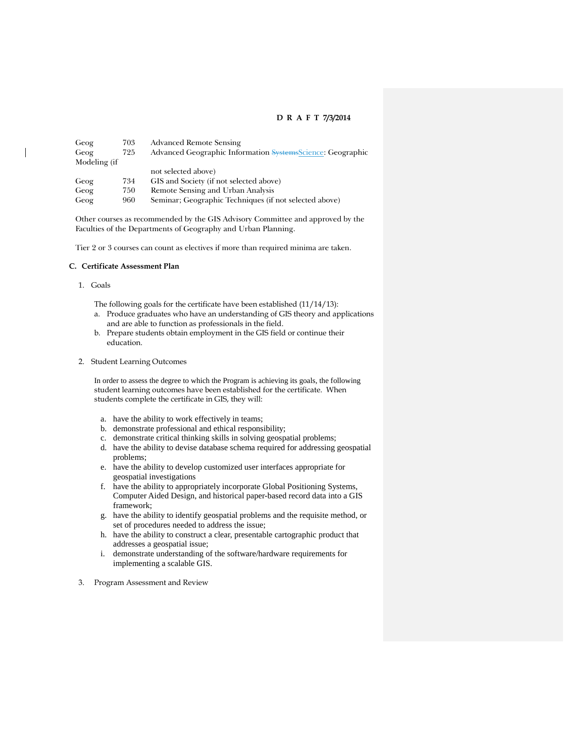| | | |
|---|---|---|
| Geog | 703 | Advanced Remote Sensing |
| Geog | 725 | Advanced Geographic Information ~~Systems~~Science: Geographic Modeling (if not selected above) |
| Geog | 734 | GIS and Society (if not selected above) |
| Geog | 750 | Remote Sensing and Urban Analysis |
| Geog | 960 | Seminar; Geographic Techniques (if not selected above) |

Other courses as recommended by the GIS Advisory Committee and approved by the Faculties of the Departments of Geography and Urban Planning.

Tier 2 or 3 courses can count as electives if more than required minima are taken.

### C. Certificate Assessment Plan

1. Goals

   The following goals for the certificate have been established (11/14/13):

   a. Produce graduates who have an understanding of GIS theory and applications and are able to function as professionals in the field.
   b. Prepare students obtain employment in the GIS field or continue their education.

2. Student Learning Outcomes

   In order to assess the degree to which the Program is achieving its goals, the following student learning outcomes have been established for the certificate. When students complete the certificate in GIS, they will:

   a. have the ability to work effectively in teams;
   b. demonstrate professional and ethical responsibility;
   c. demonstrate critical thinking skills in solving geospatial problems;
   d. have the ability to devise database schema required for addressing geospatial problems;
   e. have the ability to develop customized user interfaces appropriate for geospatial investigations
   f. have the ability to appropriately incorporate Global Positioning Systems, Computer Aided Design, and historical paper-based record data into a GIS framework;
   g. have the ability to identify geospatial problems and the requisite method, or set of procedures needed to address the issue;
   h. have the ability to construct a clear, presentable cartographic product that addresses a geospatial issue;
   i. demonstrate understanding of the software/hardware requirements for implementing a scalable GIS.

3. Program Assessment and Review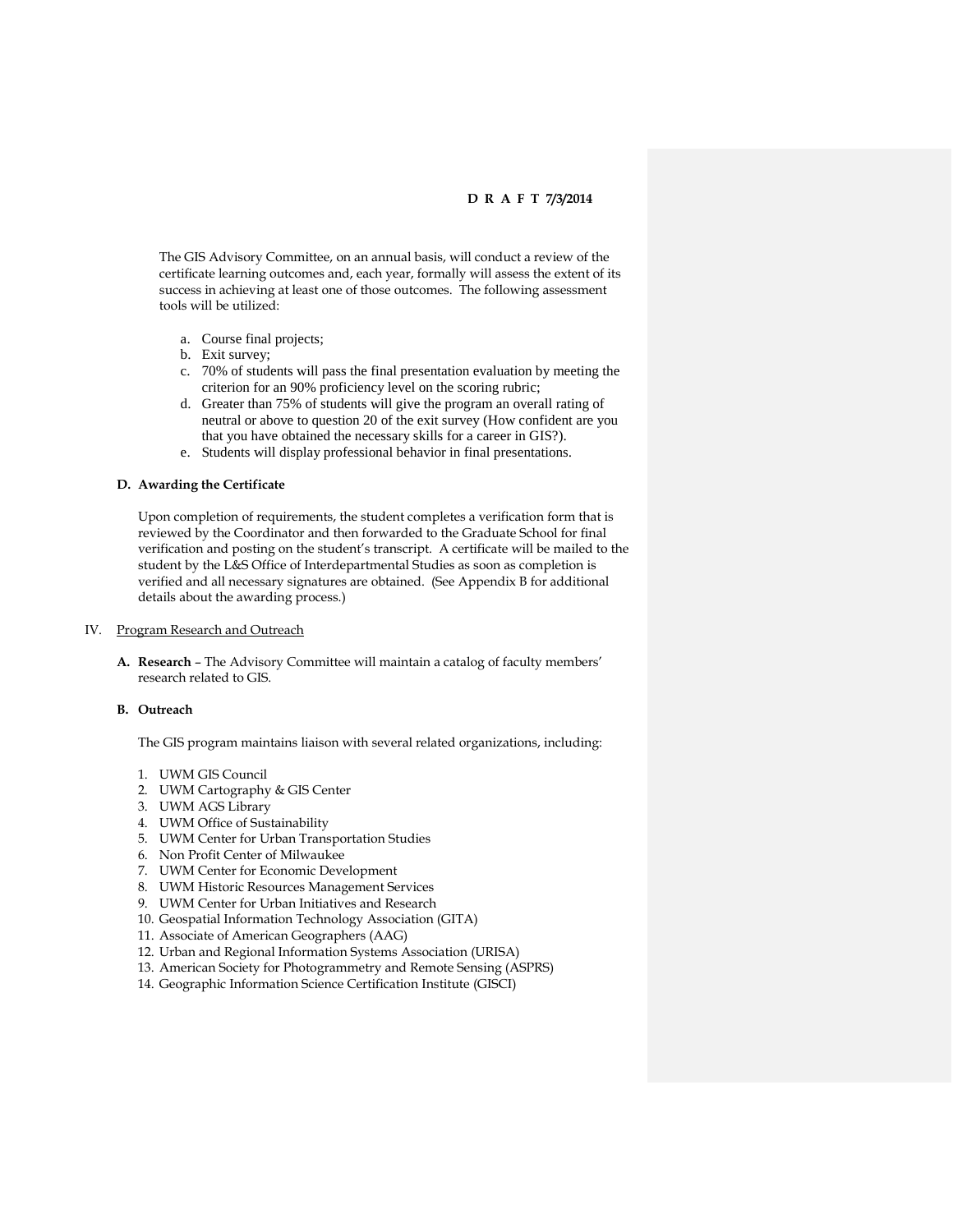The GIS Advisory Committee, on an annual basis, will conduct a review of the certificate learning outcomes and, each year, formally will assess the extent of its success in achieving at least one of those outcomes. The following assessment tools will be utilized:

a. Course final projects;
b. Exit survey;
c. 70% of students will pass the final presentation evaluation by meeting the criterion for an 90% proficiency level on the scoring rubric;
d. Greater than 75% of students will give the program an overall rating of neutral or above to question 20 of the exit survey (How confident are you that you have obtained the necessary skills for a career in GIS?).
e. Students will display professional behavior in final presentations.

**D. Awarding the Certificate**

Upon completion of requirements, the student completes a verification form that is reviewed by the Coordinator and then forwarded to the Graduate School for final verification and posting on the student's transcript. A certificate will be mailed to the student by the L&S Office of Interdepartmental Studies as soon as completion is verified and all necessary signatures are obtained. (See Appendix B for additional details about the awarding process.)

IV. Program Research and Outreach

**A. Research** – The Advisory Committee will maintain a catalog of faculty members' research related to GIS.

**B. Outreach**

The GIS program maintains liaison with several related organizations, including:

1. UWM GIS Council
2. UWM Cartography & GIS Center
3. UWM AGS Library
4. UWM Office of Sustainability
5. UWM Center for Urban Transportation Studies
6. Non Profit Center of Milwaukee
7. UWM Center for Economic Development
8. UWM Historic Resources Management Services
9. UWM Center for Urban Initiatives and Research
10. Geospatial Information Technology Association (GITA)
11. Associate of American Geographers (AAG)
12. Urban and Regional Information Systems Association (URISA)
13. American Society for Photogrammetry and Remote Sensing (ASPRS)
14. Geographic Information Science Certification Institute (GISCI)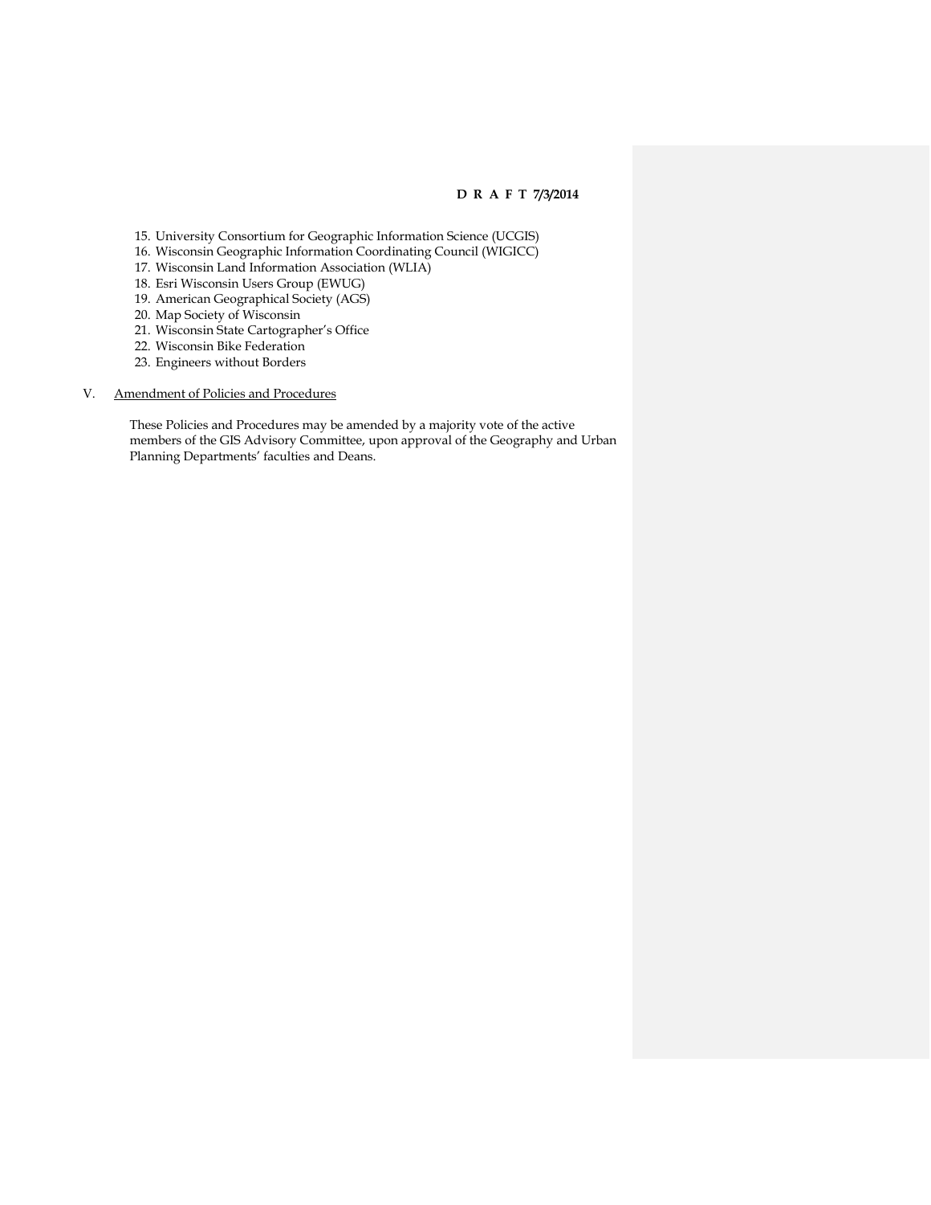15. University Consortium for Geographic Information Science (UCGIS)
16. Wisconsin Geographic Information Coordinating Council (WIGICC)
17. Wisconsin Land Information Association (WLIA)
18. Esri Wisconsin Users Group (EWUG)
19. American Geographical Society (AGS)
20. Map Society of Wisconsin
21. Wisconsin State Cartographer's Office
22. Wisconsin Bike Federation
23. Engineers without Borders

V. Amendment of Policies and Procedures

These Policies and Procedures may be amended by a majority vote of the active members of the GIS Advisory Committee, upon approval of the Geography and Urban Planning Departments' faculties and Deans.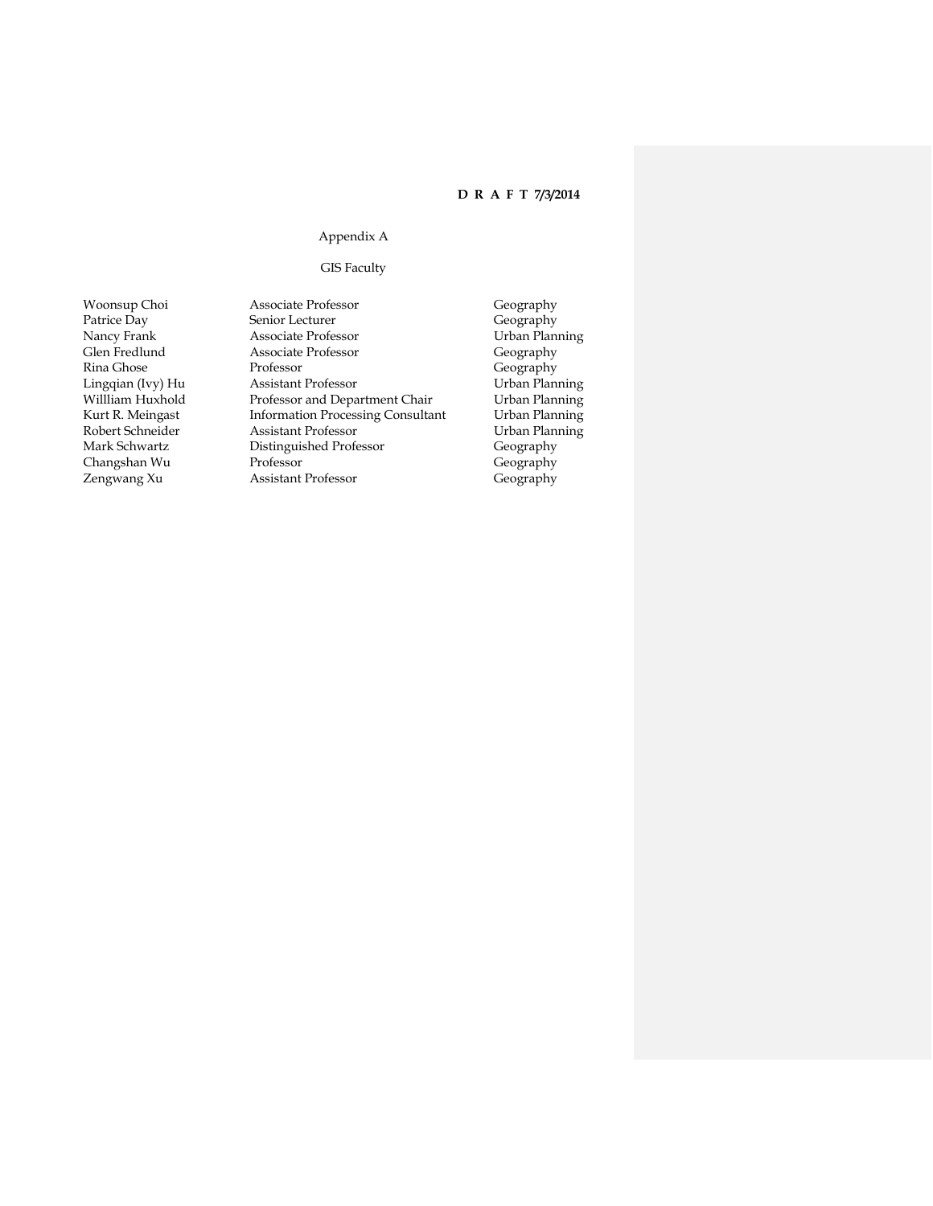**D R A F T 7/3/2014**

Appendix A

GIS Faculty

| | | |
|---|---|---|
| Woonsup Choi | Associate Professor | Geography |
| Patrice Day | Senior Lecturer | Geography |
| Nancy Frank | Associate Professor | Urban Planning |
| Glen Fredlund | Associate Professor | Geography |
| Rina Ghose | Professor | Geography |
| Lingqian (Ivy) Hu | Assistant Professor | Urban Planning |
| Willliam Huxhold | Professor and Department Chair | Urban Planning |
| Kurt R. Meingast | Information Processing Consultant | Urban Planning |
| Robert Schneider | Assistant Professor | Urban Planning |
| Mark Schwartz | Distinguished Professor | Geography |
| Changshan Wu | Professor | Geography |
| Zengwang Xu | Assistant Professor | Geography |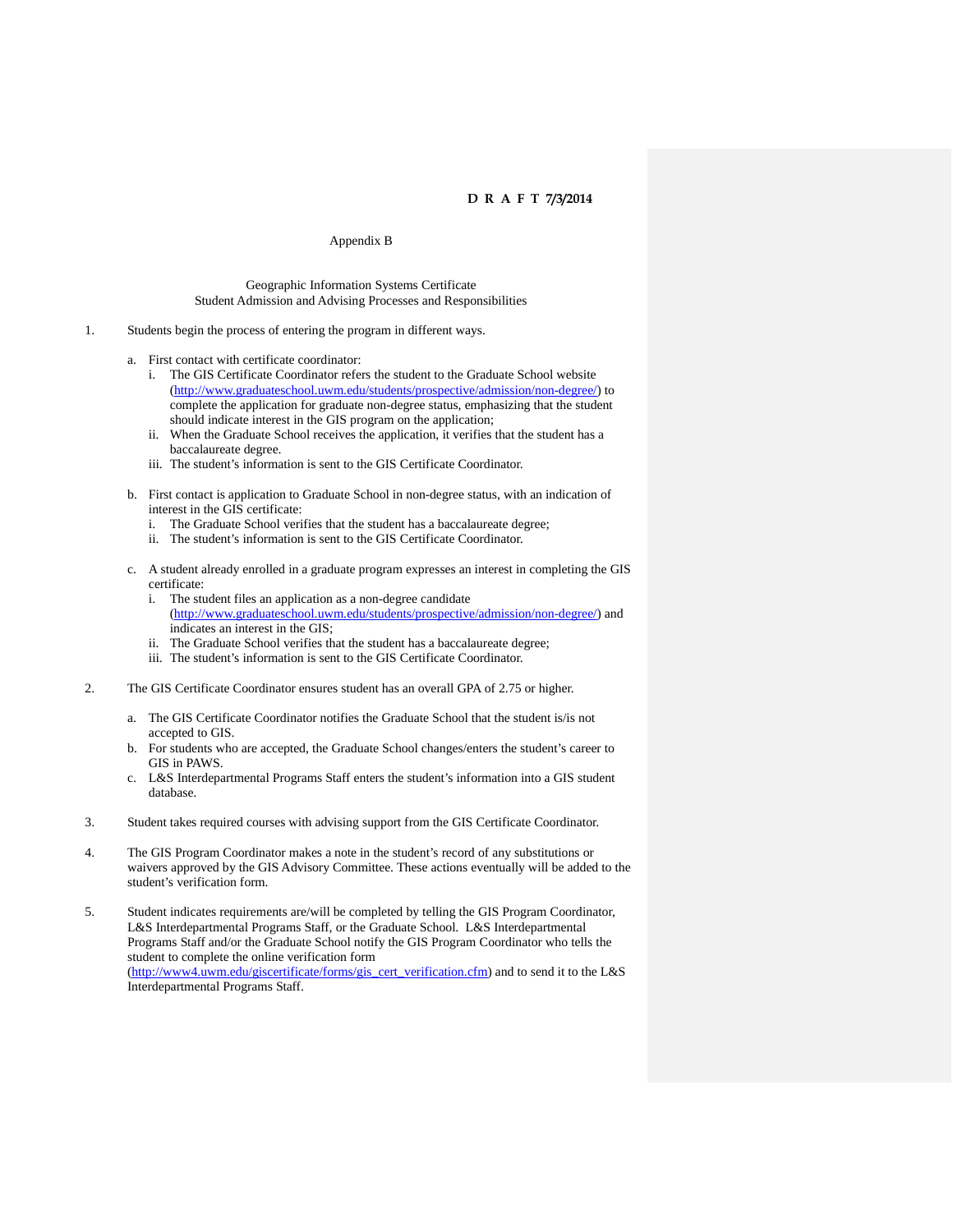**D R A F T 7/3/2014**

Appendix B

Geographic Information Systems Certificate
Student Admission and Advising Processes and Responsibilities

1. Students begin the process of entering the program in different ways.

   a. First contact with certificate coordinator:
      i. The GIS Certificate Coordinator refers the student to the Graduate School website (http://www.graduateschool.uwm.edu/students/prospective/admission/non-degree/) to complete the application for graduate non-degree status, emphasizing that the student should indicate interest in the GIS program on the application;
      ii. When the Graduate School receives the application, it verifies that the student has a baccalaureate degree.
      iii. The student's information is sent to the GIS Certificate Coordinator.

   b. First contact is application to Graduate School in non-degree status, with an indication of interest in the GIS certificate:
      i. The Graduate School verifies that the student has a baccalaureate degree;
      ii. The student's information is sent to the GIS Certificate Coordinator.

   c. A student already enrolled in a graduate program expresses an interest in completing the GIS certificate:
      i. The student files an application as a non-degree candidate (http://www.graduateschool.uwm.edu/students/prospective/admission/non-degree/) and indicates an interest in the GIS;
      ii. The Graduate School verifies that the student has a baccalaureate degree;
      iii. The student's information is sent to the GIS Certificate Coordinator.

2. The GIS Certificate Coordinator ensures student has an overall GPA of 2.75 or higher.

   a. The GIS Certificate Coordinator notifies the Graduate School that the student is/is not accepted to GIS.
   b. For students who are accepted, the Graduate School changes/enters the student's career to GIS in PAWS.
   c. L&S Interdepartmental Programs Staff enters the student's information into a GIS student database.

3. Student takes required courses with advising support from the GIS Certificate Coordinator.

4. The GIS Program Coordinator makes a note in the student's record of any substitutions or waivers approved by the GIS Advisory Committee. These actions eventually will be added to the student's verification form.

5. Student indicates requirements are/will be completed by telling the GIS Program Coordinator, L&S Interdepartmental Programs Staff, or the Graduate School. L&S Interdepartmental Programs Staff and/or the Graduate School notify the GIS Program Coordinator who tells the student to complete the online verification form (http://www4.uwm.edu/giscertificate/forms/gis_cert_verification.cfm) and to send it to the L&S Interdepartmental Programs Staff.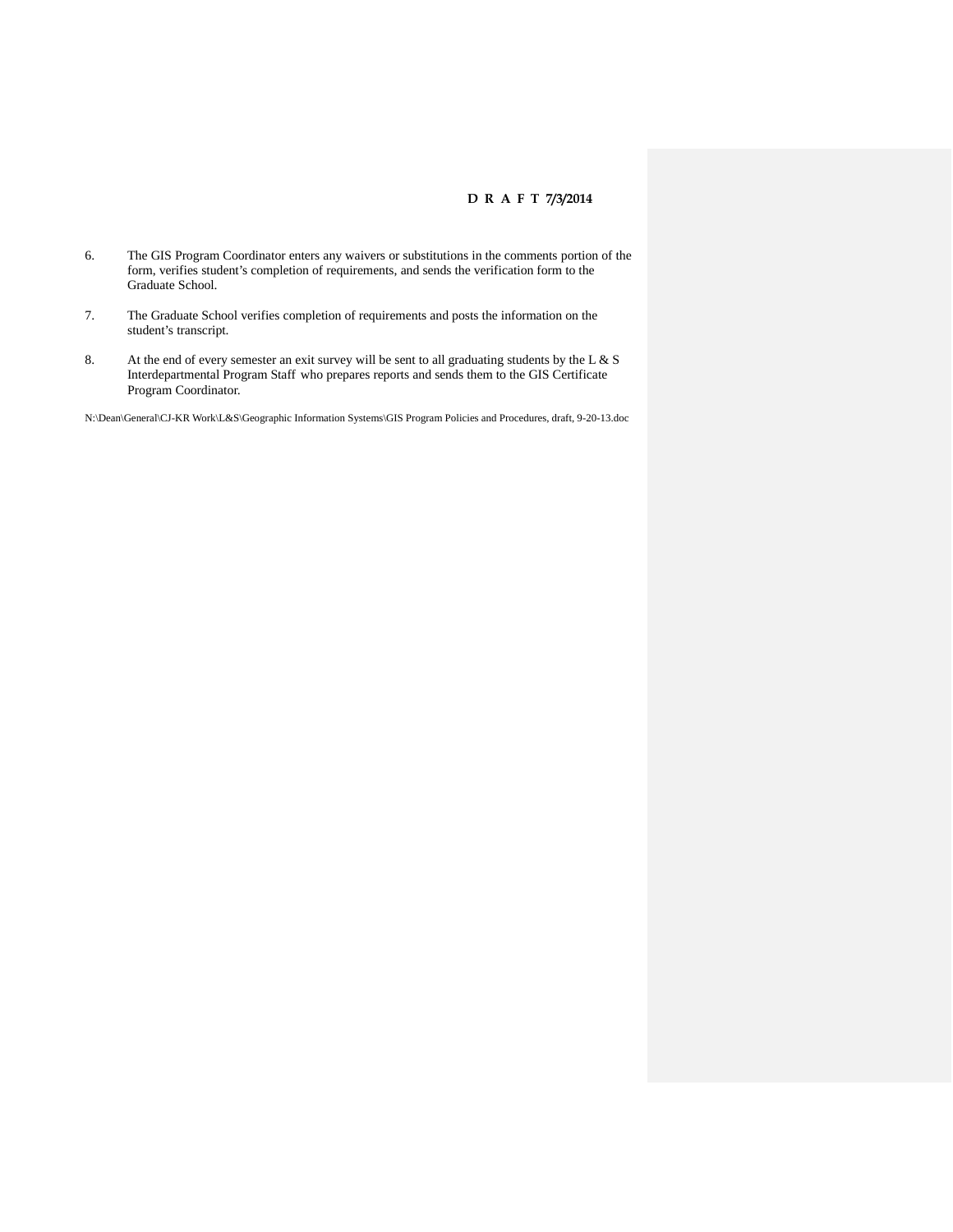D R A F T 7/3/2014

6. The GIS Program Coordinator enters any waivers or substitutions in the comments portion of the form, verifies student's completion of requirements, and sends the verification form to the Graduate School.

7. The Graduate School verifies completion of requirements and posts the information on the student's transcript.

8. At the end of every semester an exit survey will be sent to all graduating students by the L & S Interdepartmental Program Staff who prepares reports and sends them to the GIS Certificate Program Coordinator.

N:\Dean\General\CJ-KR Work\L&S\Geographic Information Systems\GIS Program Policies and Procedures, draft, 9-20-13.doc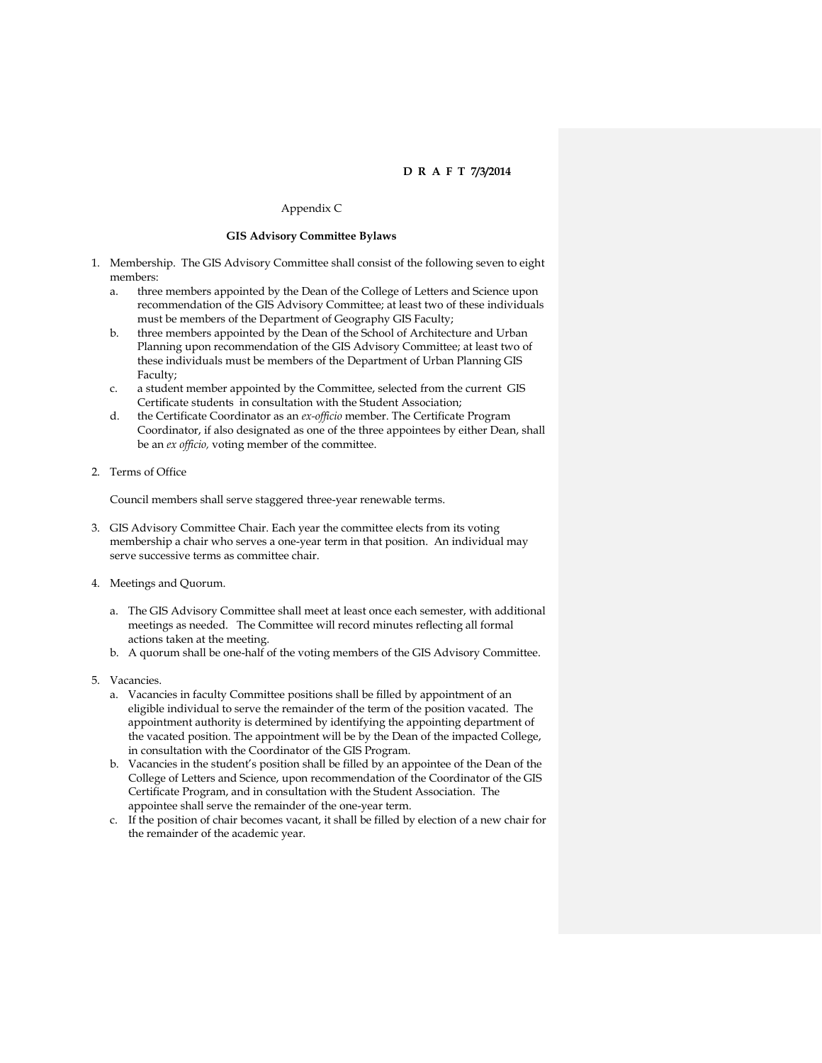**D R A F T 7/3/2014**

Appendix C

**GIS Advisory Committee Bylaws**

1. Membership. The GIS Advisory Committee shall consist of the following seven to eight members:
   a. three members appointed by the Dean of the College of Letters and Science upon recommendation of the GIS Advisory Committee; at least two of these individuals must be members of the Department of Geography GIS Faculty;
   b. three members appointed by the Dean of the School of Architecture and Urban Planning upon recommendation of the GIS Advisory Committee; at least two of these individuals must be members of the Department of Urban Planning GIS Faculty;
   c. a student member appointed by the Committee, selected from the current GIS Certificate students in consultation with the Student Association;
   d. the Certificate Coordinator as an *ex-officio* member. The Certificate Program Coordinator, if also designated as one of the three appointees by either Dean, shall be an *ex officio,* voting member of the committee.

2. Terms of Office

   Council members shall serve staggered three-year renewable terms.

3. GIS Advisory Committee Chair. Each year the committee elects from its voting membership a chair who serves a one-year term in that position. An individual may serve successive terms as committee chair.

4. Meetings and Quorum.

   a. The GIS Advisory Committee shall meet at least once each semester, with additional meetings as needed. The Committee will record minutes reflecting all formal actions taken at the meeting.
   b. A quorum shall be one-half of the voting members of the GIS Advisory Committee.

5. Vacancies.
   a. Vacancies in faculty Committee positions shall be filled by appointment of an eligible individual to serve the remainder of the term of the position vacated. The appointment authority is determined by identifying the appointing department of the vacated position. The appointment will be by the Dean of the impacted College, in consultation with the Coordinator of the GIS Program.
   b. Vacancies in the student's position shall be filled by an appointee of the Dean of the College of Letters and Science, upon recommendation of the Coordinator of the GIS Certificate Program, and in consultation with the Student Association. The appointee shall serve the remainder of the one-year term.
   c. If the position of chair becomes vacant, it shall be filled by election of a new chair for the remainder of the academic year.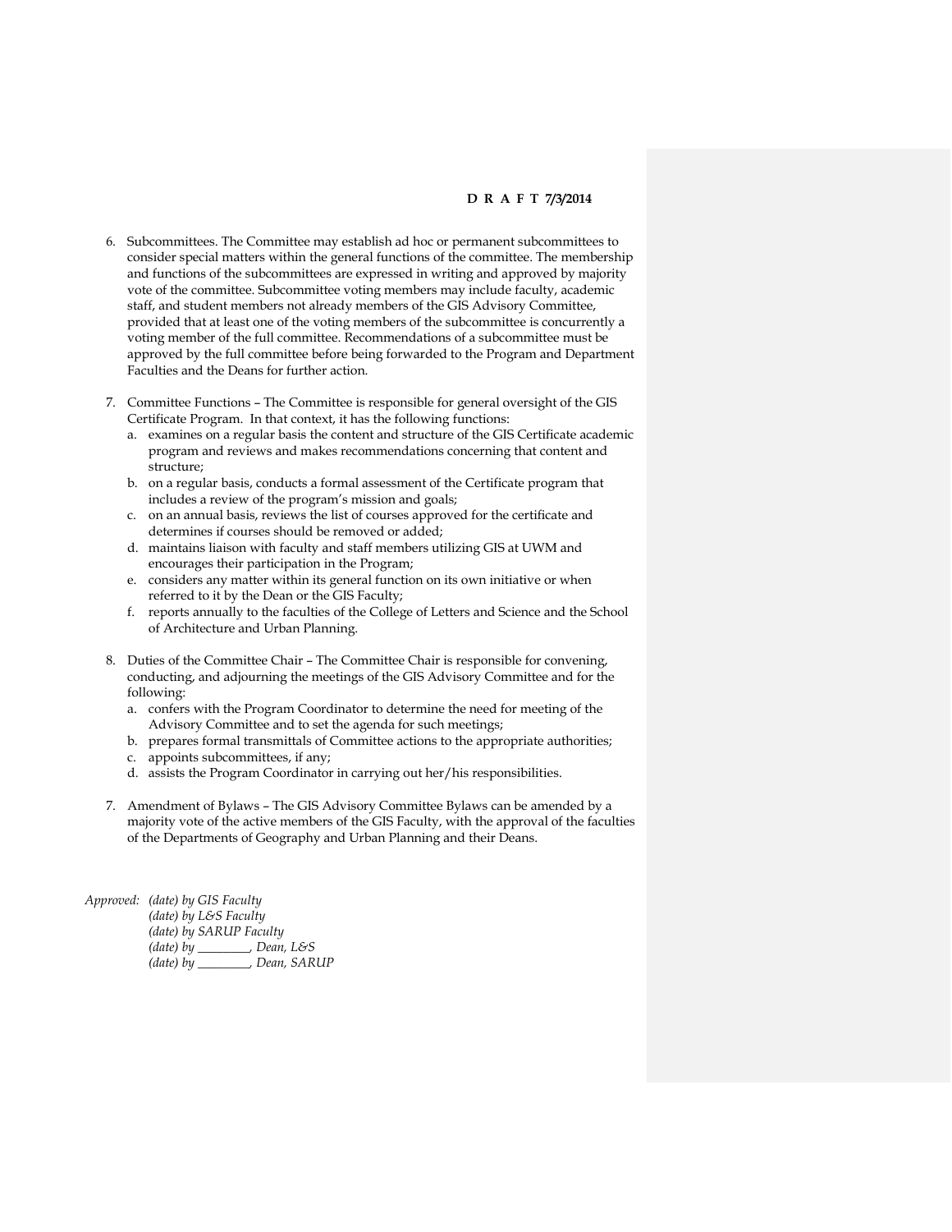**D R A F T 7/3/2014**

6. Subcommittees. The Committee may establish ad hoc or permanent subcommittees to consider special matters within the general functions of the committee. The membership and functions of the subcommittees are expressed in writing and approved by majority vote of the committee. Subcommittee voting members may include faculty, academic staff, and student members not already members of the GIS Advisory Committee, provided that at least one of the voting members of the subcommittee is concurrently a voting member of the full committee. Recommendations of a subcommittee must be approved by the full committee before being forwarded to the Program and Department Faculties and the Deans for further action.

7. Committee Functions – The Committee is responsible for general oversight of the GIS Certificate Program. In that context, it has the following functions:
   a. examines on a regular basis the content and structure of the GIS Certificate academic program and reviews and makes recommendations concerning that content and structure;
   b. on a regular basis, conducts a formal assessment of the Certificate program that includes a review of the program's mission and goals;
   c. on an annual basis, reviews the list of courses approved for the certificate and determines if courses should be removed or added;
   d. maintains liaison with faculty and staff members utilizing GIS at UWM and encourages their participation in the Program;
   e. considers any matter within its general function on its own initiative or when referred to it by the Dean or the GIS Faculty;
   f. reports annually to the faculties of the College of Letters and Science and the School of Architecture and Urban Planning.

8. Duties of the Committee Chair – The Committee Chair is responsible for convening, conducting, and adjourning the meetings of the GIS Advisory Committee and for the following:
   a. confers with the Program Coordinator to determine the need for meeting of the Advisory Committee and to set the agenda for such meetings;
   b. prepares formal transmittals of Committee actions to the appropriate authorities;
   c. appoints subcommittees, if any;
   d. assists the Program Coordinator in carrying out her/his responsibilities.

7. Amendment of Bylaws – The GIS Advisory Committee Bylaws can be amended by a majority vote of the active members of the GIS Faculty, with the approval of the faculties of the Departments of Geography and Urban Planning and their Deans.

*Approved: (date) by GIS Faculty*
*(date) by L&S Faculty*
*(date) by SARUP Faculty*
*(date) by ________, Dean, L&S*
*(date) by ________, Dean, SARUP*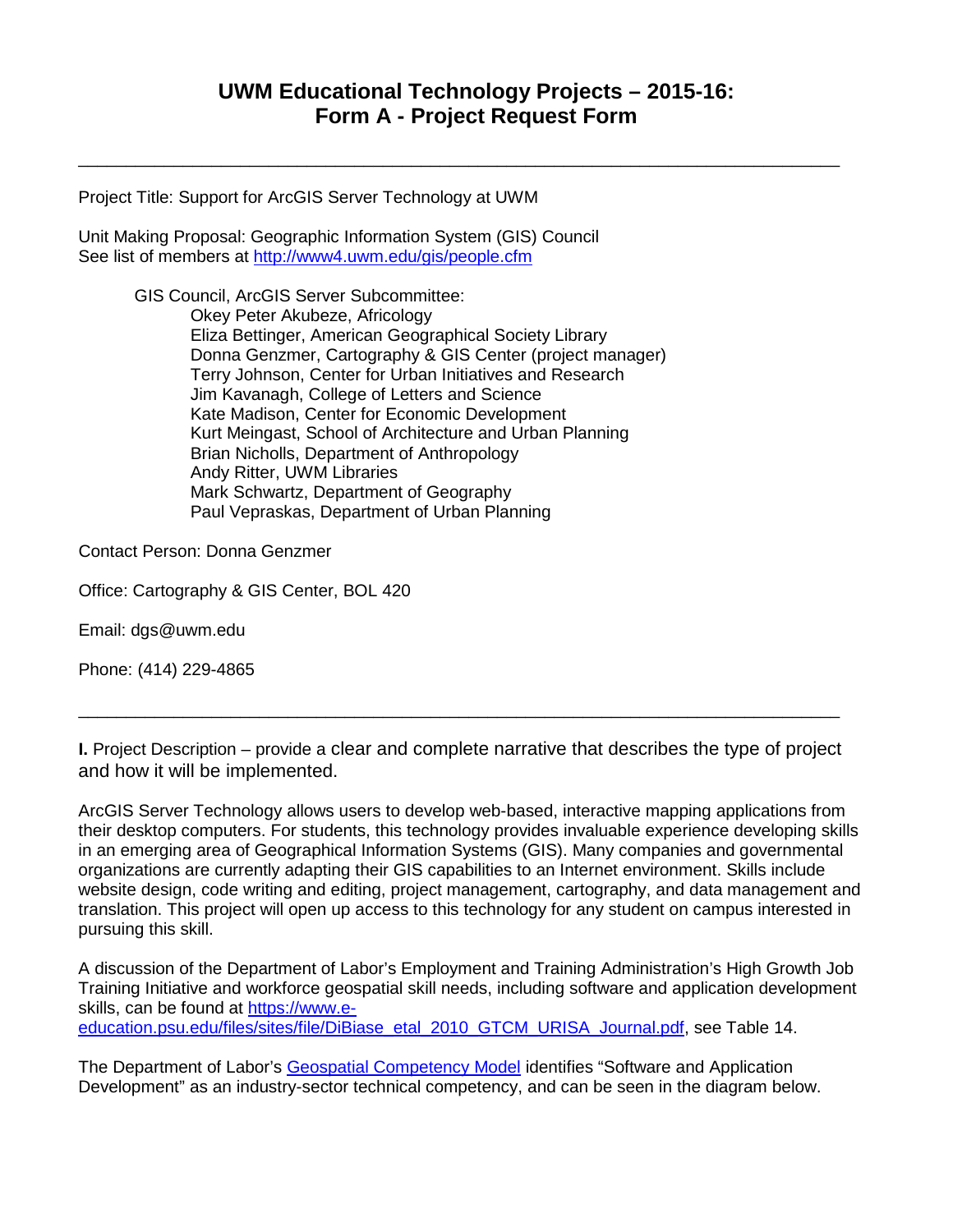# UWM Educational Technology Projects – 2015-16: Form A - Project Request Form

---

Project Title: Support for ArcGIS Server Technology at UWM

Unit Making Proposal: Geographic Information System (GIS) Council
See list of members at [http://www4.uwm.edu/gis/people.cfm](http://www4.uwm.edu/gis/people.cfm)

GIS Council, ArcGIS Server Subcommittee:

- Okey Peter Akubeze, Africology
- Eliza Bettinger, American Geographical Society Library
- Donna Genzmer, Cartography & GIS Center (project manager)
- Terry Johnson, Center for Urban Initiatives and Research
- Jim Kavanagh, College of Letters and Science
- Kate Madison, Center for Economic Development
- Kurt Meingast, School of Architecture and Urban Planning
- Brian Nicholls, Department of Anthropology
- Andy Ritter, UWM Libraries
- Mark Schwartz, Department of Geography
- Paul Vepraskas, Department of Urban Planning

Contact Person: Donna Genzmer

Office: Cartography & GIS Center, BOL 420

Email: dgs@uwm.edu

Phone: (414) 229-4865

---

**I.** Project Description – provide a clear and complete narrative that describes the type of project and how it will be implemented.

ArcGIS Server Technology allows users to develop web-based, interactive mapping applications from their desktop computers. For students, this technology provides invaluable experience developing skills in an emerging area of Geographical Information Systems (GIS). Many companies and governmental organizations are currently adapting their GIS capabilities to an Internet environment. Skills include website design, code writing and editing, project management, cartography, and data management and translation. This project will open up access to this technology for any student on campus interested in pursuing this skill.

A discussion of the Department of Labor's Employment and Training Administration's High Growth Job Training Initiative and workforce geospatial skill needs, including software and application development skills, can be found at [https://www.e-education.psu.edu/files/sites/file/DiBiase_etal_2010_GTCM_URISA_Journal.pdf](https://www.e-education.psu.edu/files/sites/file/DiBiase_etal_2010_GTCM_URISA_Journal.pdf), see Table 14.

The Department of Labor's Geospatial Competency Model identifies "Software and Application Development" as an industry-sector technical competency, and can be seen in the diagram below.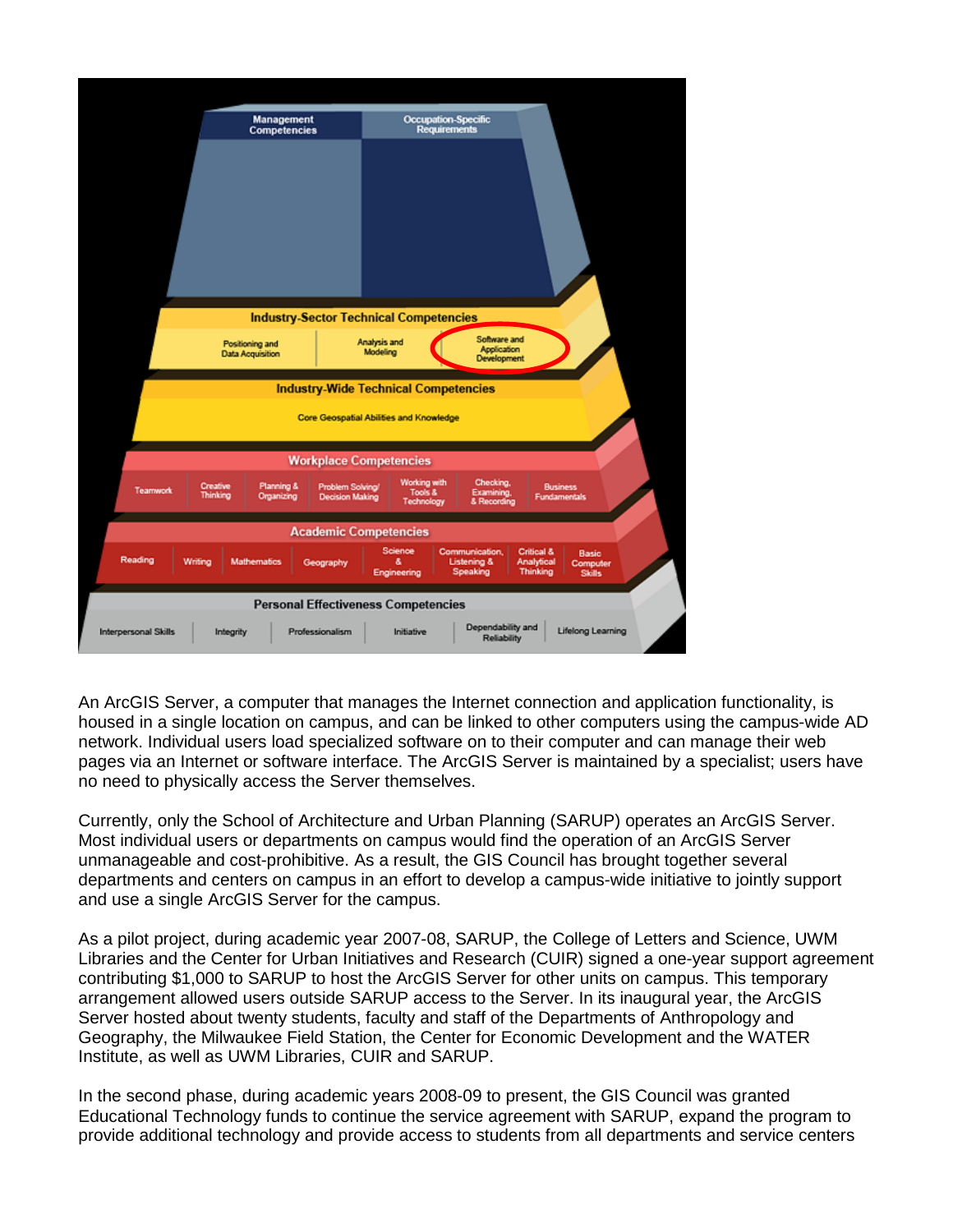**Management Competencies** | **Occupation-Specific Requirements**

**Industry-Sector Technical Competencies**
- Positioning and Data Acquisition
- Analysis and Modeling
- Software and Application Development

**Industry-Wide Technical Competencies**
- Core Geospatial Abilities and Knowledge

**Workplace Competencies**
- Teamwork
- Creative Thinking
- Planning & Organizing
- Problem Solving/ Decision Making
- Working with Tools & Technology
- Checking, Examining, & Recording
- Business Fundamentals

**Academic Competencies**
- Reading
- Writing
- Mathematics
- Geography
- Science & Engineering
- Communication, Listening & Speaking
- Critical & Analytical Thinking
- Basic Computer Skills

**Personal Effectiveness Competencies**
- Interpersonal Skills
- Integrity
- Professionalism
- Initiative
- Dependability and Reliability
- Lifelong Learning

An ArcGIS Server, a computer that manages the Internet connection and application functionality, is housed in a single location on campus, and can be linked to other computers using the campus-wide AD network. Individual users load specialized software on to their computer and can manage their web pages via an Internet or software interface. The ArcGIS Server is maintained by a specialist; users have no need to physically access the Server themselves.

Currently, only the School of Architecture and Urban Planning (SARUP) operates an ArcGIS Server. Most individual users or departments on campus would find the operation of an ArcGIS Server unmanageable and cost-prohibitive. As a result, the GIS Council has brought together several departments and centers on campus in an effort to develop a campus-wide initiative to jointly support and use a single ArcGIS Server for the campus.

As a pilot project, during academic year 2007-08, SARUP, the College of Letters and Science, UWM Libraries and the Center for Urban Initiatives and Research (CUIR) signed a one-year support agreement contributing $1,000 to SARUP to host the ArcGIS Server for other units on campus. This temporary arrangement allowed users outside SARUP access to the Server. In its inaugural year, the ArcGIS Server hosted about twenty students, faculty and staff of the Departments of Anthropology and Geography, the Milwaukee Field Station, the Center for Economic Development and the WATER Institute, as well as UWM Libraries, CUIR and SARUP.

In the second phase, during academic years 2008-09 to present, the GIS Council was granted Educational Technology funds to continue the service agreement with SARUP, expand the program to provide additional technology and provide access to students from all departments and service centers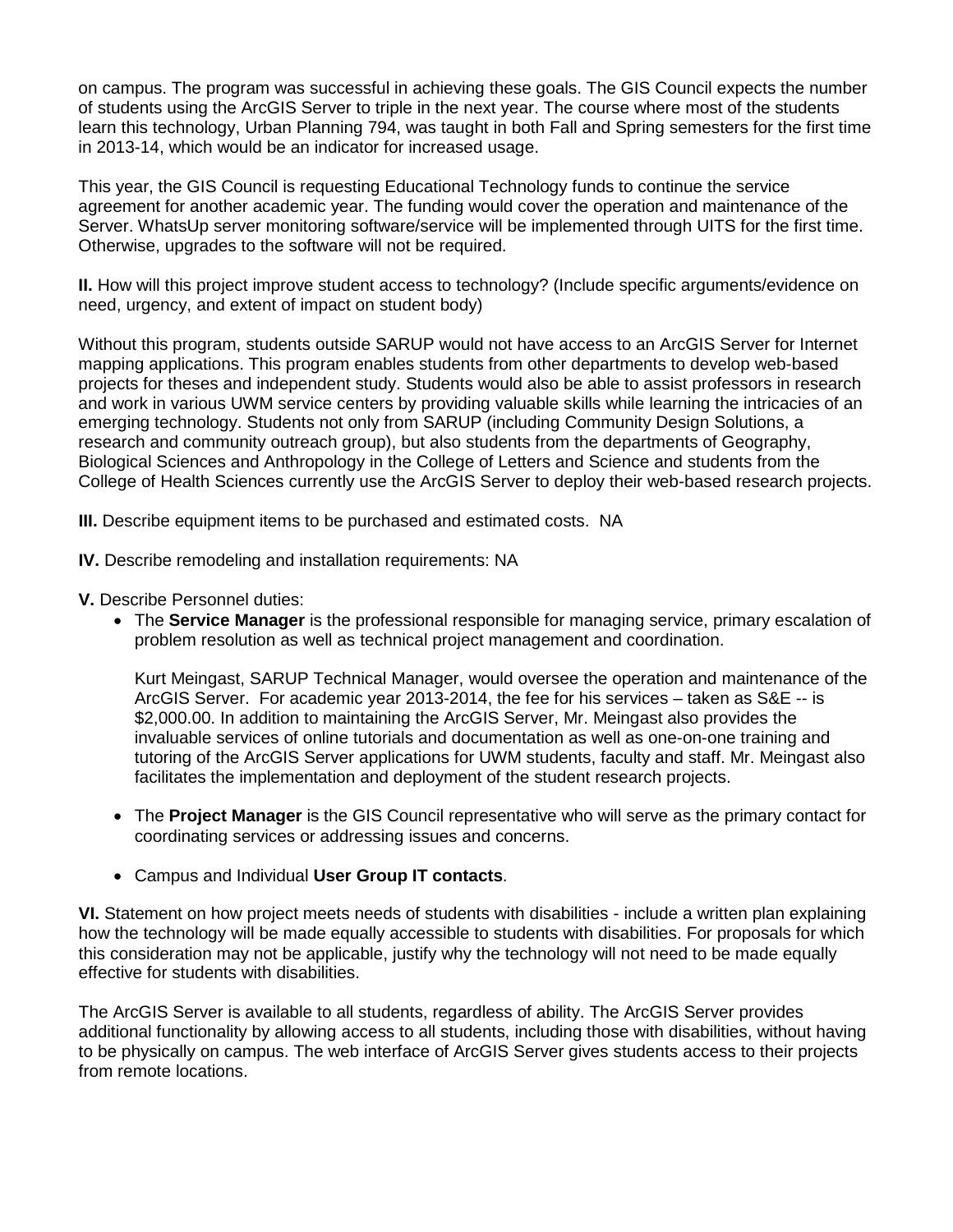on campus. The program was successful in achieving these goals. The GIS Council expects the number of students using the ArcGIS Server to triple in the next year. The course where most of the students learn this technology, Urban Planning 794, was taught in both Fall and Spring semesters for the first time in 2013-14, which would be an indicator for increased usage.

This year, the GIS Council is requesting Educational Technology funds to continue the service agreement for another academic year. The funding would cover the operation and maintenance of the Server. WhatsUp server monitoring software/service will be implemented through UITS for the first time. Otherwise, upgrades to the software will not be required.

**II.** How will this project improve student access to technology? (Include specific arguments/evidence on need, urgency, and extent of impact on student body)

Without this program, students outside SARUP would not have access to an ArcGIS Server for Internet mapping applications. This program enables students from other departments to develop web-based projects for theses and independent study. Students would also be able to assist professors in research and work in various UWM service centers by providing valuable skills while learning the intricacies of an emerging technology. Students not only from SARUP (including Community Design Solutions, a research and community outreach group), but also students from the departments of Geography, Biological Sciences and Anthropology in the College of Letters and Science and students from the College of Health Sciences currently use the ArcGIS Server to deploy their web-based research projects.

**III.** Describe equipment items to be purchased and estimated costs. NA

**IV.** Describe remodeling and installation requirements: NA

**V.** Describe Personnel duties:

- The **Service Manager** is the professional responsible for managing service, primary escalation of problem resolution as well as technical project management and coordination.

  Kurt Meingast, SARUP Technical Manager, would oversee the operation and maintenance of the ArcGIS Server. For academic year 2013-2014, the fee for his services – taken as S&E -- is $2,000.00. In addition to maintaining the ArcGIS Server, Mr. Meingast also provides the invaluable services of online tutorials and documentation as well as one-on-one training and tutoring of the ArcGIS Server applications for UWM students, faculty and staff. Mr. Meingast also facilitates the implementation and deployment of the student research projects.

- The **Project Manager** is the GIS Council representative who will serve as the primary contact for coordinating services or addressing issues and concerns.

- Campus and Individual **User Group IT contacts**.

**VI.** Statement on how project meets needs of students with disabilities - include a written plan explaining how the technology will be made equally accessible to students with disabilities. For proposals for which this consideration may not be applicable, justify why the technology will not need to be made equally effective for students with disabilities.

The ArcGIS Server is available to all students, regardless of ability. The ArcGIS Server provides additional functionality by allowing access to all students, including those with disabilities, without having to be physically on campus. The web interface of ArcGIS Server gives students access to their projects from remote locations.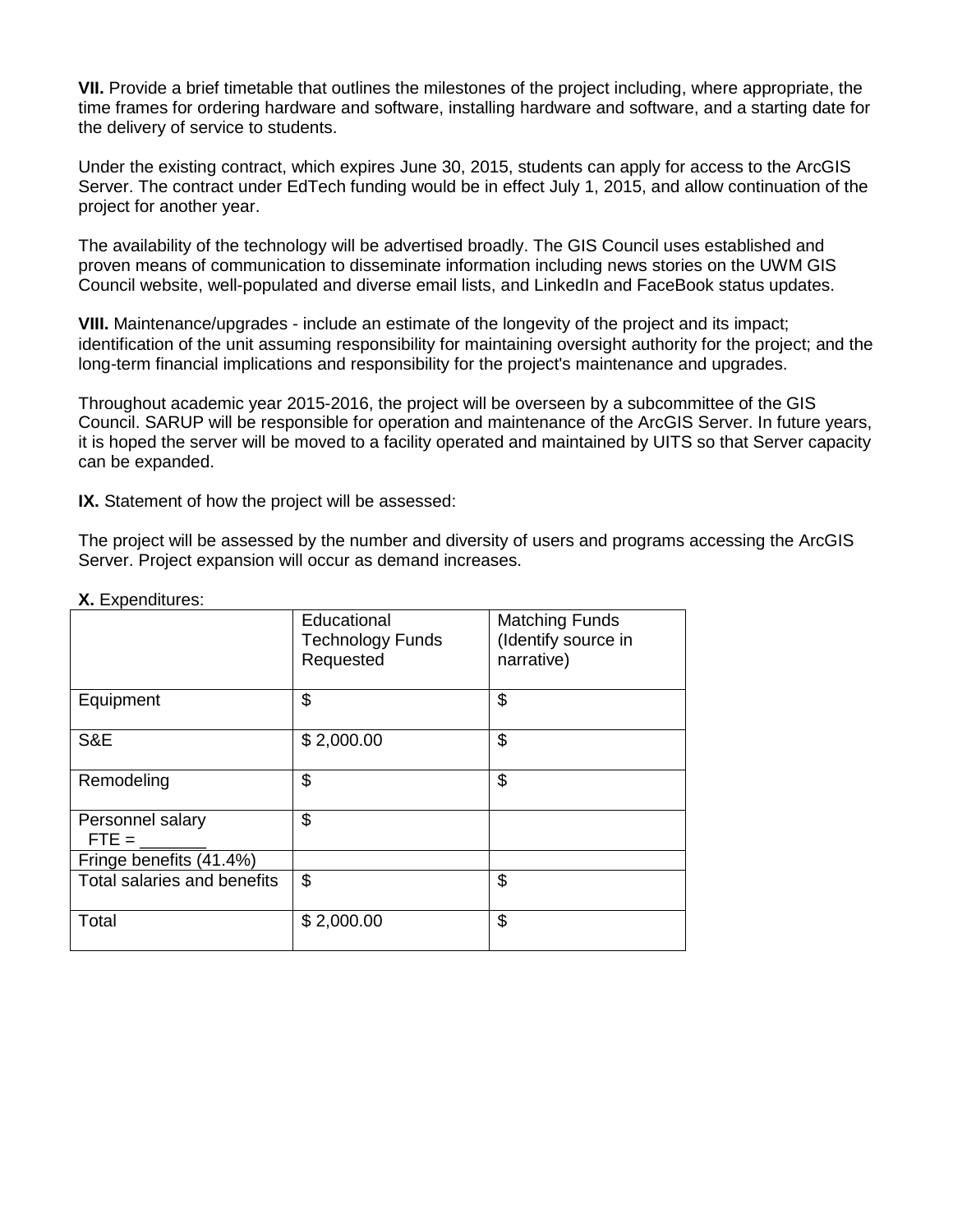**VII.** Provide a brief timetable that outlines the milestones of the project including, where appropriate, the time frames for ordering hardware and software, installing hardware and software, and a starting date for the delivery of service to students.

Under the existing contract, which expires June 30, 2015, students can apply for access to the ArcGIS Server. The contract under EdTech funding would be in effect July 1, 2015, and allow continuation of the project for another year.

The availability of the technology will be advertised broadly. The GIS Council uses established and proven means of communication to disseminate information including news stories on the UWM GIS Council website, well-populated and diverse email lists, and LinkedIn and FaceBook status updates.

**VIII.** Maintenance/upgrades - include an estimate of the longevity of the project and its impact; identification of the unit assuming responsibility for maintaining oversight authority for the project; and the long-term financial implications and responsibility for the project's maintenance and upgrades.

Throughout academic year 2015-2016, the project will be overseen by a subcommittee of the GIS Council. SARUP will be responsible for operation and maintenance of the ArcGIS Server. In future years, it is hoped the server will be moved to a facility operated and maintained by UITS so that Server capacity can be expanded.

**IX.** Statement of how the project will be assessed:

The project will be assessed by the number and diversity of users and programs accessing the ArcGIS Server. Project expansion will occur as demand increases.

**X.** Expenditures:

| | Educational Technology Funds Requested | Matching Funds (Identify source in narrative) |
|---|---|---|
| Equipment | $ | $ |
| S&E | $ 2,000.00 | $ |
| Remodeling | $ | $ |
| Personnel salary FTE = _______ | $ | |
| Fringe benefits (41.4%) | | |
| Total salaries and benefits | $ | $ |
| Total | $ 2,000.00 | $ |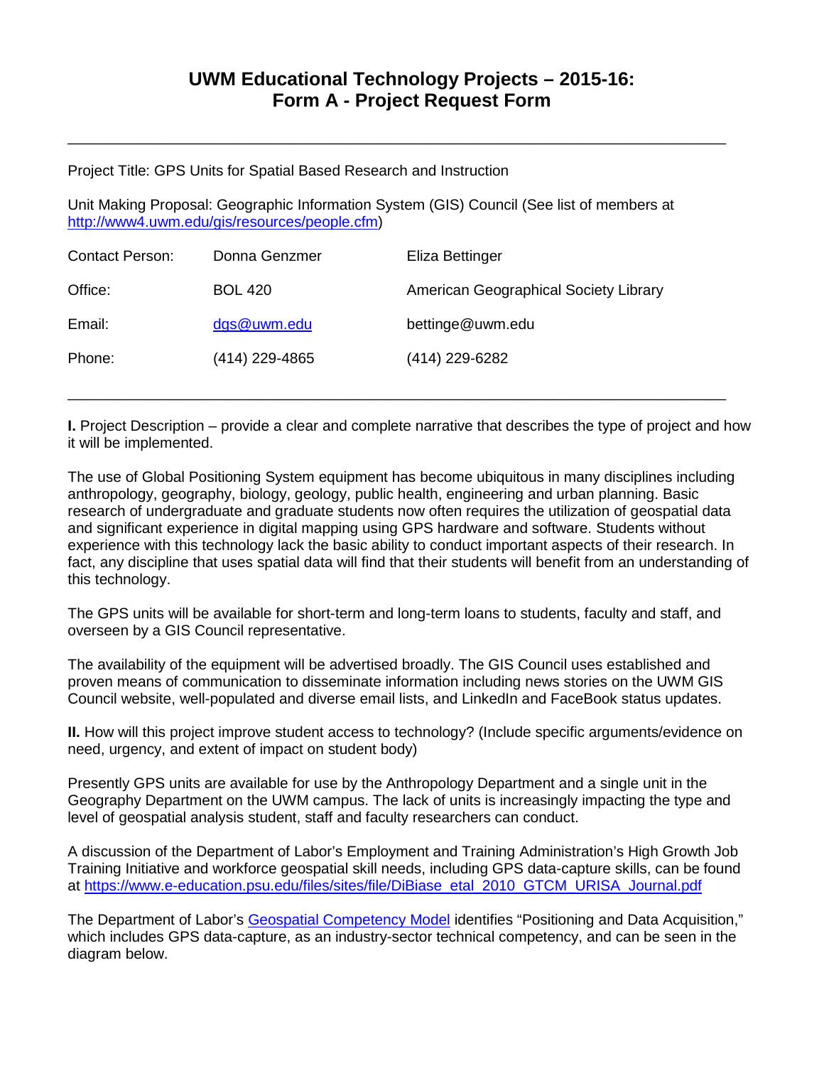# UWM Educational Technology Projects – 2015-16: Form A - Project Request Form

---

Project Title: GPS Units for Spatial Based Research and Instruction

Unit Making Proposal: Geographic Information System (GIS) Council (See list of members at [http://www4.uwm.edu/gis/resources/people.cfm](http://www4.uwm.edu/gis/resources/people.cfm))

| | | |
|---|---|---|
| Contact Person: | Donna Genzmer | Eliza Bettinger |
| Office: | BOL 420 | American Geographical Society Library |
| Email: | [dgs@uwm.edu](mailto:dgs@uwm.edu) | bettinge@uwm.edu |
| Phone: | (414) 229-4865 | (414) 229-6282 |

---

**I.** Project Description – provide a clear and complete narrative that describes the type of project and how it will be implemented.

The use of Global Positioning System equipment has become ubiquitous in many disciplines including anthropology, geography, biology, geology, public health, engineering and urban planning. Basic research of undergraduate and graduate students now often requires the utilization of geospatial data and significant experience in digital mapping using GPS hardware and software. Students without experience with this technology lack the basic ability to conduct important aspects of their research. In fact, any discipline that uses spatial data will find that their students will benefit from an understanding of this technology.

The GPS units will be available for short-term and long-term loans to students, faculty and staff, and overseen by a GIS Council representative.

The availability of the equipment will be advertised broadly. The GIS Council uses established and proven means of communication to disseminate information including news stories on the UWM GIS Council website, well-populated and diverse email lists, and LinkedIn and FaceBook status updates.

**II.** How will this project improve student access to technology? (Include specific arguments/evidence on need, urgency, and extent of impact on student body)

Presently GPS units are available for use by the Anthropology Department and a single unit in the Geography Department on the UWM campus. The lack of units is increasingly impacting the type and level of geospatial analysis student, staff and faculty researchers can conduct.

A discussion of the Department of Labor's Employment and Training Administration's High Growth Job Training Initiative and workforce geospatial skill needs, including GPS data-capture skills, can be found at [https://www.e-education.psu.edu/files/sites/file/DiBiase_etal_2010_GTCM_URISA_Journal.pdf](https://www.e-education.psu.edu/files/sites/file/DiBiase_etal_2010_GTCM_URISA_Journal.pdf)

The Department of Labor's [Geospatial Competency Model](#) identifies "Positioning and Data Acquisition," which includes GPS data-capture, as an industry-sector technical competency, and can be seen in the diagram below.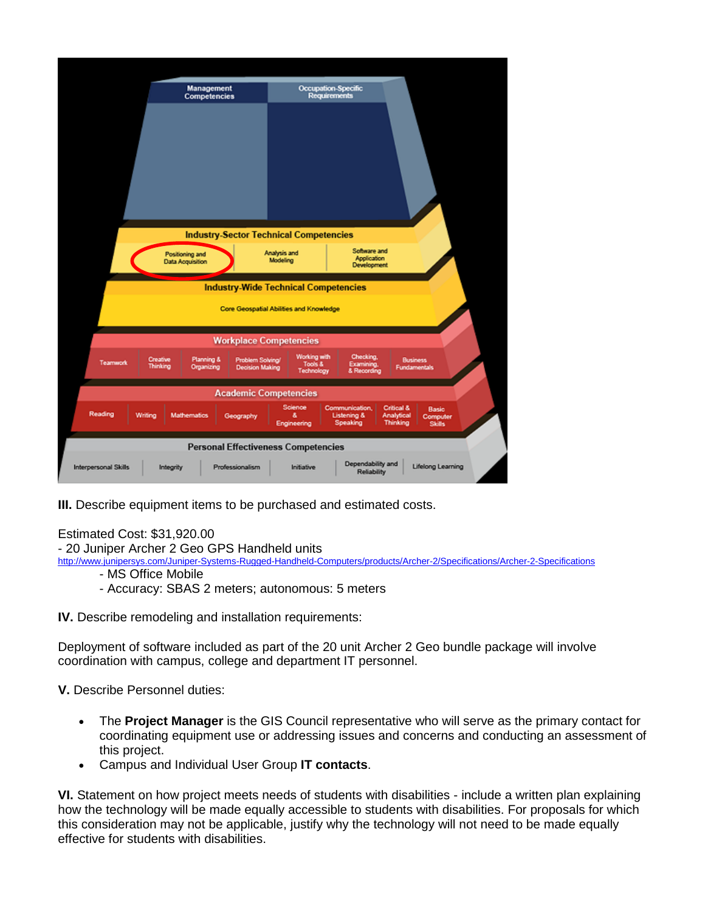III. Describe equipment items to be purchased and estimated costs.

Estimated Cost: $31,920.00
- 20 Juniper Archer 2 Geo GPS Handheld units

http://www.junipersys.com/Juniper-Systems-Rugged-Handheld-Computers/products/Archer-2/Specifications/Archer-2-Specifications

- MS Office Mobile
- Accuracy: SBAS 2 meters; autonomous: 5 meters

**IV.** Describe remodeling and installation requirements:

Deployment of software included as part of the 20 unit Archer 2 Geo bundle package will involve coordination with campus, college and department IT personnel.

**V.** Describe Personnel duties:

- The **Project Manager** is the GIS Council representative who will serve as the primary contact for coordinating equipment use or addressing issues and concerns and conducting an assessment of this project.
- Campus and Individual User Group **IT contacts**.

**VI.** Statement on how project meets needs of students with disabilities - include a written plan explaining how the technology will be made equally accessible to students with disabilities. For proposals for which this consideration may not be applicable, justify why the technology will not need to be made equally effective for students with disabilities.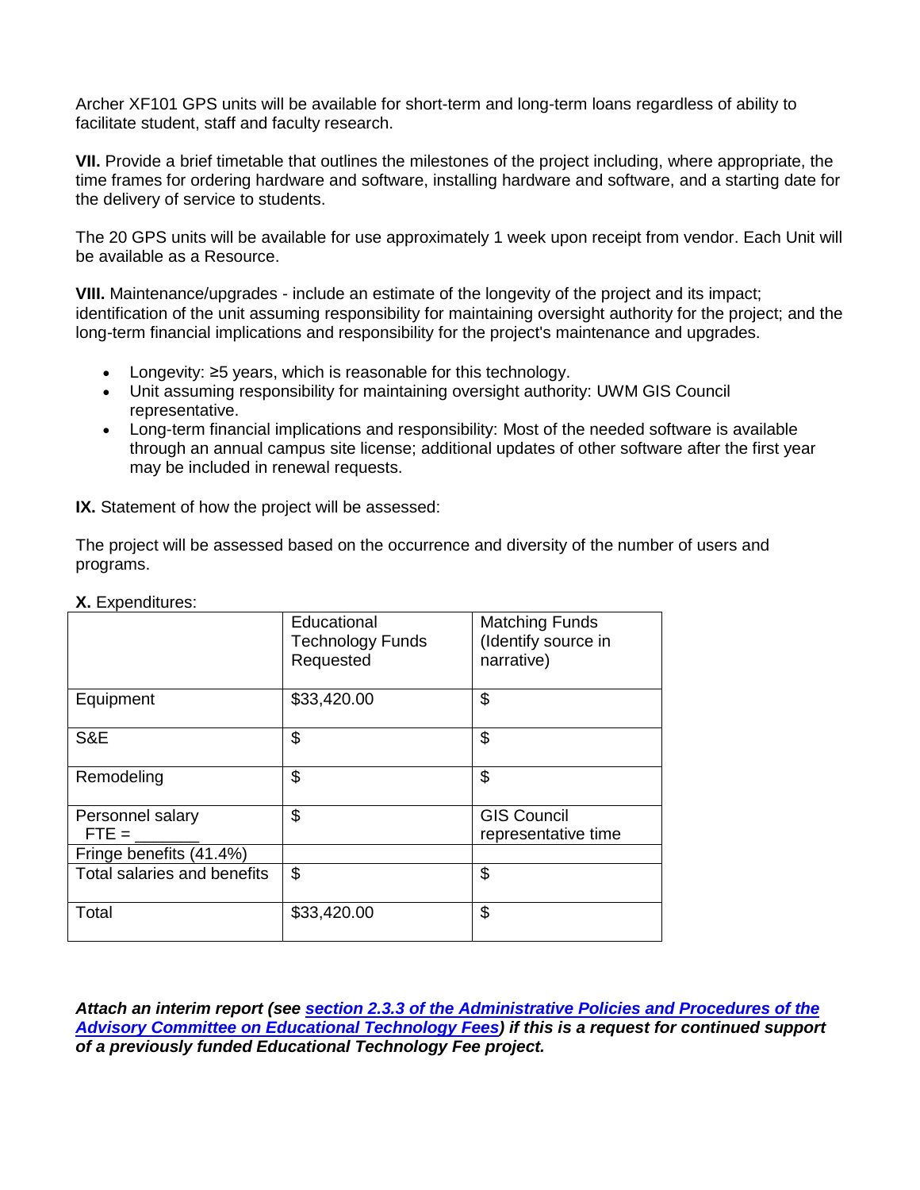Archer XF101 GPS units will be available for short-term and long-term loans regardless of ability to facilitate student, staff and faculty research.

**VII.** Provide a brief timetable that outlines the milestones of the project including, where appropriate, the time frames for ordering hardware and software, installing hardware and software, and a starting date for the delivery of service to students.

The 20 GPS units will be available for use approximately 1 week upon receipt from vendor. Each Unit will be available as a Resource.

**VIII.** Maintenance/upgrades - include an estimate of the longevity of the project and its impact; identification of the unit assuming responsibility for maintaining oversight authority for the project; and the long-term financial implications and responsibility for the project's maintenance and upgrades.

- Longevity: ≥5 years, which is reasonable for this technology.
- Unit assuming responsibility for maintaining oversight authority: UWM GIS Council representative.
- Long-term financial implications and responsibility: Most of the needed software is available through an annual campus site license; additional updates of other software after the first year may be included in renewal requests.

**IX.** Statement of how the project will be assessed:

The project will be assessed based on the occurrence and diversity of the number of users and programs.

**X.** Expenditures:

| | Educational Technology Funds Requested | Matching Funds (Identify source in narrative) |
|---|---|---|
| Equipment | $33,420.00 | $ |
| S&E | $ | $ |
| Remodeling | $ | $ |
| Personnel salary FTE = _______ | $ | GIS Council representative time |
| Fringe benefits (41.4%) | | |
| Total salaries and benefits | $ | $ |
| Total | $33,420.00 | $ |

***Attach an interim report (see [section 2.3.3 of the Administrative Policies and Procedures of the Advisory Committee on Educational Technology Fees](#)) if this is a request for continued support of a previously funded Educational Technology Fee project.***